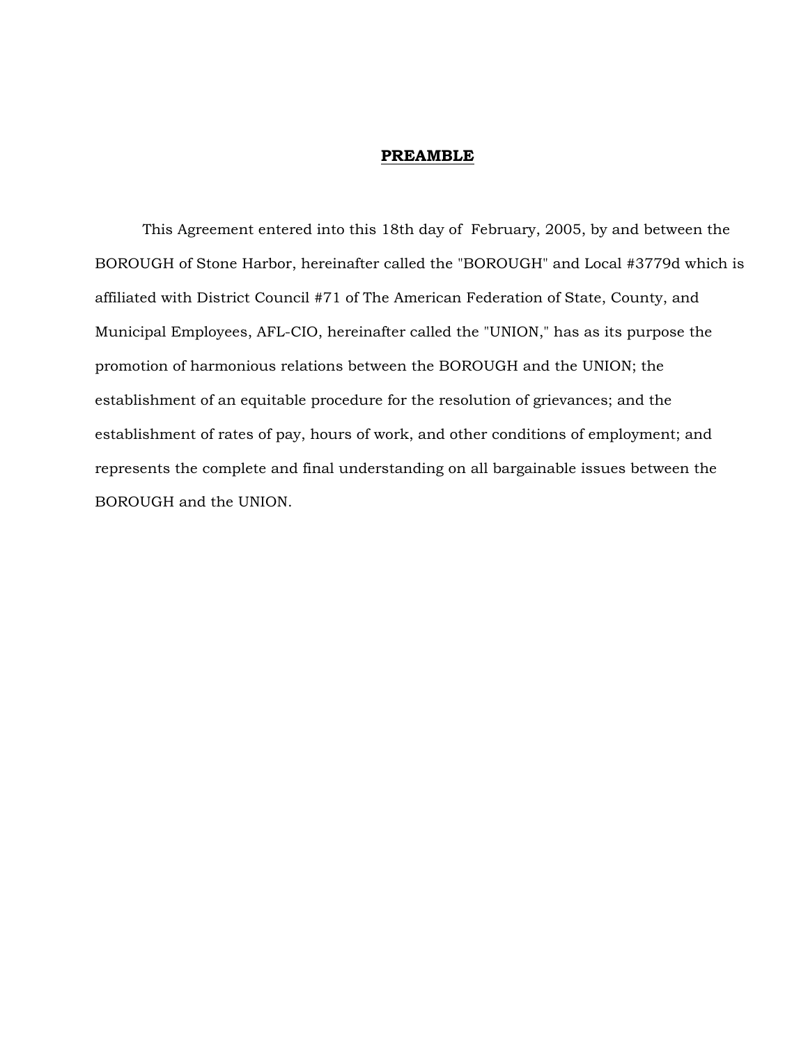# PREAMBLE

This Agreement entered into this 18th day of February, 2005, by and between the BOROUGH of Stone Harbor, hereinafter called the "BOROUGH" and Local #3779d which is affiliated with District Council #71 of The American Federation of State, County, and Municipal Employees, AFL-CIO, hereinafter called the "UNION," has as its purpose the promotion of harmonious relations between the BOROUGH and the UNION; the establishment of an equitable procedure for the resolution of grievances; and the establishment of rates of pay, hours of work, and other conditions of employment; and represents the complete and final understanding on all bargainable issues between the BOROUGH and the UNION.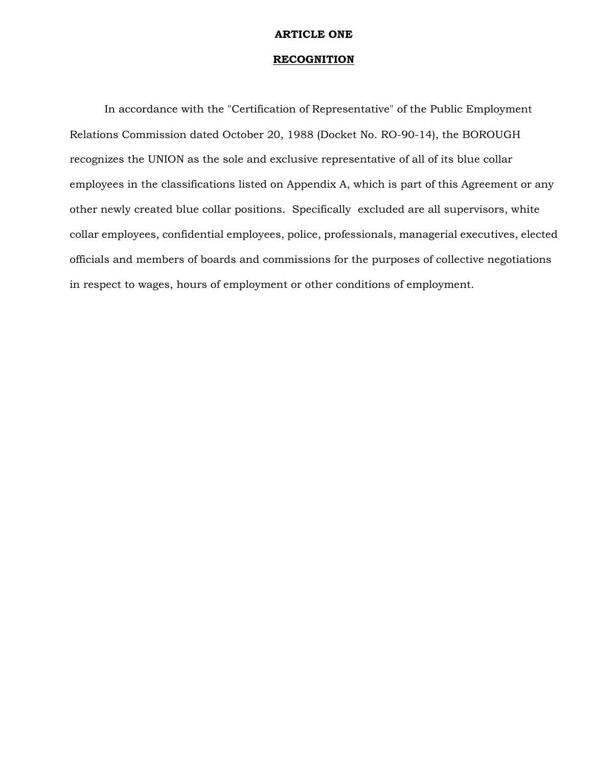# ARTICLE ONE

## RECOGNITION

In accordance with the "Certification of Representative" of the Public Employment Relations Commission dated October 20, 1988 (Docket No. RO-90-14), the BOROUGH recognizes the UNION as the sole and exclusive representative of all of its blue collar employees in the classifications listed on Appendix A, which is part of this Agreement or any other newly created blue collar positions. Specifically excluded are all supervisors, white collar employees, confidential employees, police, professionals, managerial executives, elected officials and members of boards and commissions for the purposes of collective negotiations in respect to wages, hours of employment or other conditions of employment.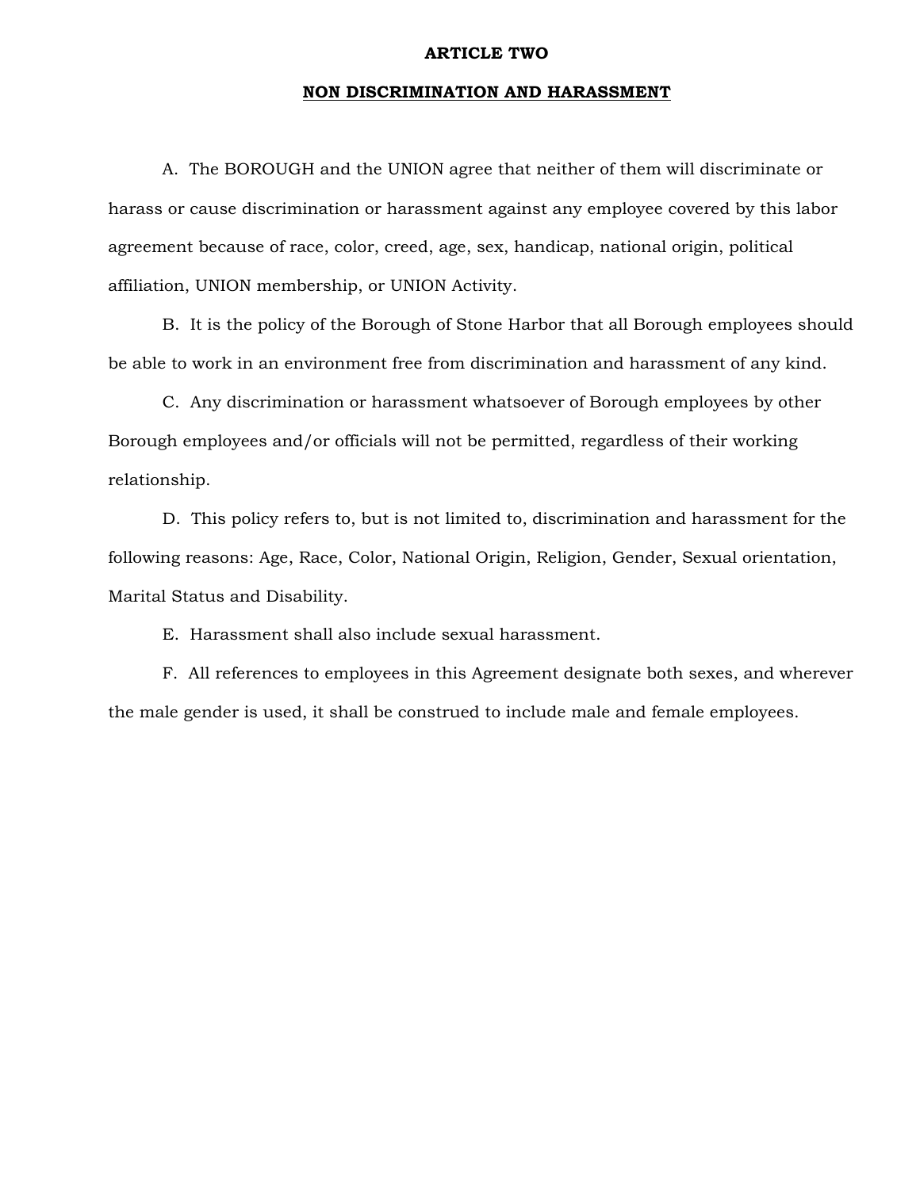# ARTICLE TWO

## NON DISCRIMINATION AND HARASSMENT

A. The BOROUGH and the UNION agree that neither of them will discriminate or harass or cause discrimination or harassment against any employee covered by this labor agreement because of race, color, creed, age, sex, handicap, national origin, political affiliation, UNION membership, or UNION Activity.

B. It is the policy of the Borough of Stone Harbor that all Borough employees should be able to work in an environment free from discrimination and harassment of any kind.

C. Any discrimination or harassment whatsoever of Borough employees by other Borough employees and/or officials will not be permitted, regardless of their working relationship.

D. This policy refers to, but is not limited to, discrimination and harassment for the following reasons: Age, Race, Color, National Origin, Religion, Gender, Sexual orientation, Marital Status and Disability.

E. Harassment shall also include sexual harassment.

F. All references to employees in this Agreement designate both sexes, and wherever the male gender is used, it shall be construed to include male and female employees.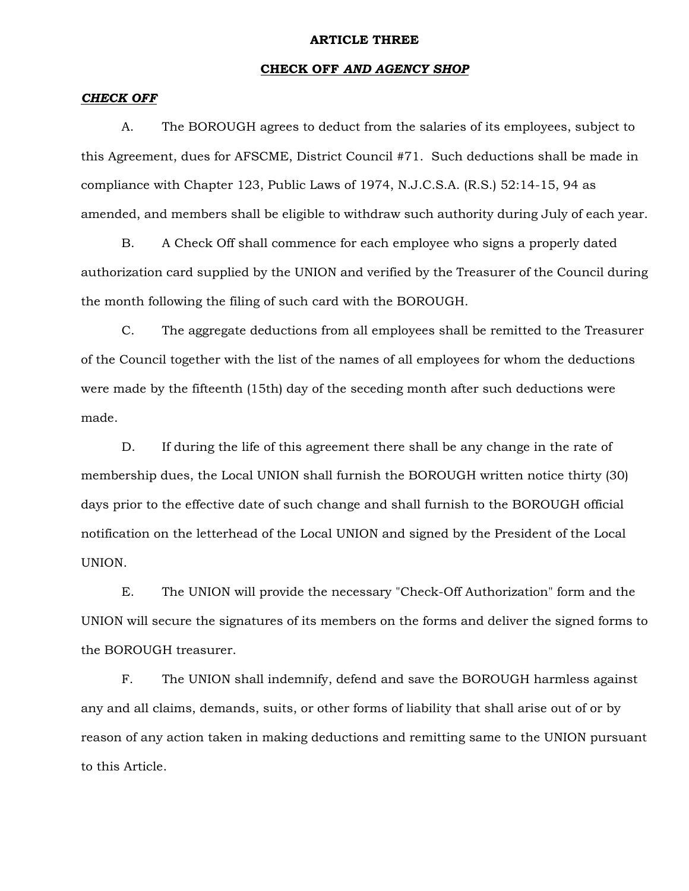# ARTICLE THREE

## CHECK OFF *AND AGENCY SHOP*

***CHECK OFF***

A. The BOROUGH agrees to deduct from the salaries of its employees, subject to this Agreement, dues for AFSCME, District Council #71. Such deductions shall be made in compliance with Chapter 123, Public Laws of 1974, N.J.C.S.A. (R.S.) 52:14-15, 94 as amended, and members shall be eligible to withdraw such authority during July of each year.

B. A Check Off shall commence for each employee who signs a properly dated authorization card supplied by the UNION and verified by the Treasurer of the Council during the month following the filing of such card with the BOROUGH.

C. The aggregate deductions from all employees shall be remitted to the Treasurer of the Council together with the list of the names of all employees for whom the deductions were made by the fifteenth (15th) day of the seceding month after such deductions were made.

D. If during the life of this agreement there shall be any change in the rate of membership dues, the Local UNION shall furnish the BOROUGH written notice thirty (30) days prior to the effective date of such change and shall furnish to the BOROUGH official notification on the letterhead of the Local UNION and signed by the President of the Local UNION.

E. The UNION will provide the necessary "Check-Off Authorization" form and the UNION will secure the signatures of its members on the forms and deliver the signed forms to the BOROUGH treasurer.

F. The UNION shall indemnify, defend and save the BOROUGH harmless against any and all claims, demands, suits, or other forms of liability that shall arise out of or by reason of any action taken in making deductions and remitting same to the UNION pursuant to this Article.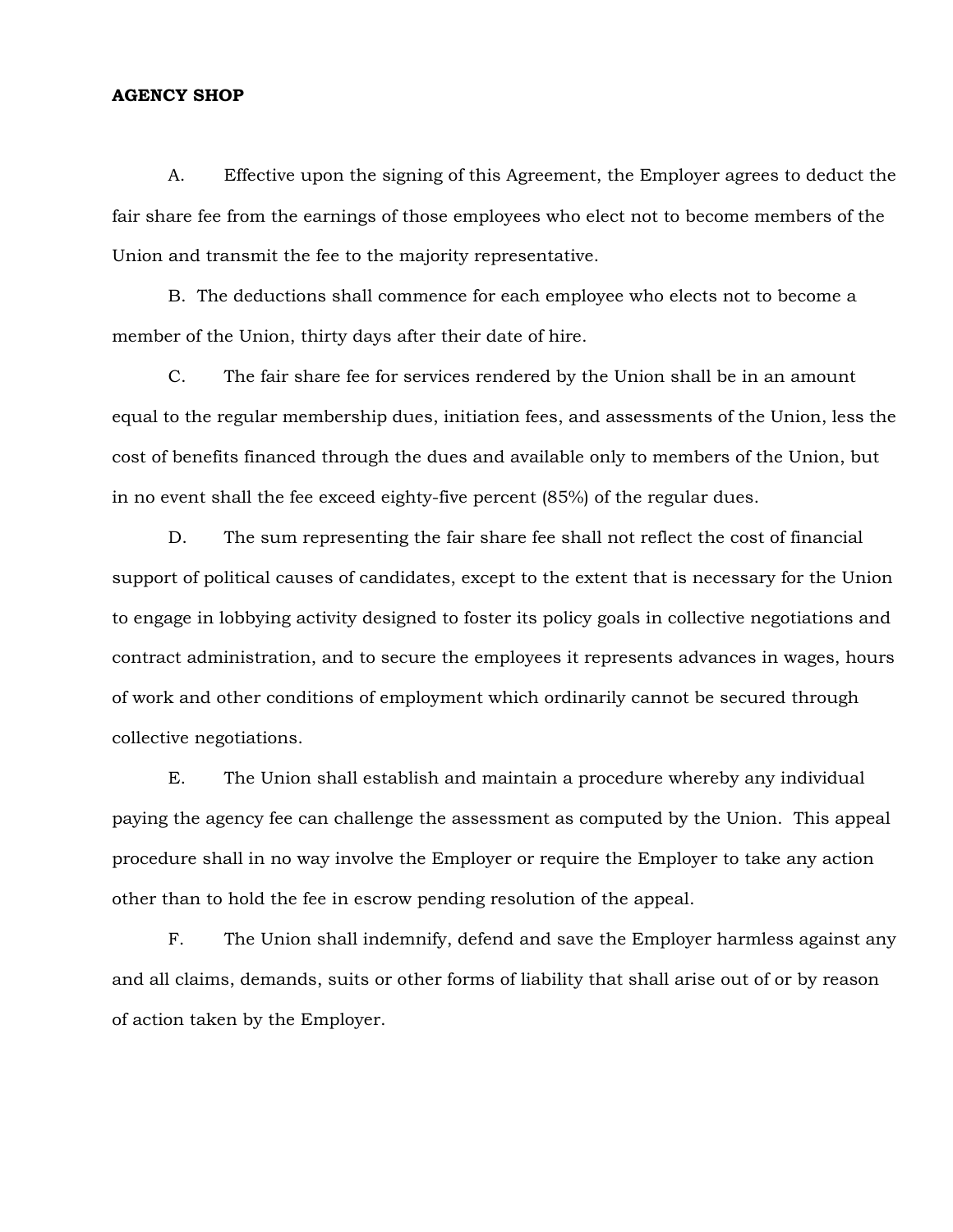**AGENCY SHOP**

A. Effective upon the signing of this Agreement, the Employer agrees to deduct the fair share fee from the earnings of those employees who elect not to become members of the Union and transmit the fee to the majority representative.

B. The deductions shall commence for each employee who elects not to become a member of the Union, thirty days after their date of hire.

C. The fair share fee for services rendered by the Union shall be in an amount equal to the regular membership dues, initiation fees, and assessments of the Union, less the cost of benefits financed through the dues and available only to members of the Union, but in no event shall the fee exceed eighty-five percent (85%) of the regular dues.

D. The sum representing the fair share fee shall not reflect the cost of financial support of political causes of candidates, except to the extent that is necessary for the Union to engage in lobbying activity designed to foster its policy goals in collective negotiations and contract administration, and to secure the employees it represents advances in wages, hours of work and other conditions of employment which ordinarily cannot be secured through collective negotiations.

E. The Union shall establish and maintain a procedure whereby any individual paying the agency fee can challenge the assessment as computed by the Union. This appeal procedure shall in no way involve the Employer or require the Employer to take any action other than to hold the fee in escrow pending resolution of the appeal.

F. The Union shall indemnify, defend and save the Employer harmless against any and all claims, demands, suits or other forms of liability that shall arise out of or by reason of action taken by the Employer.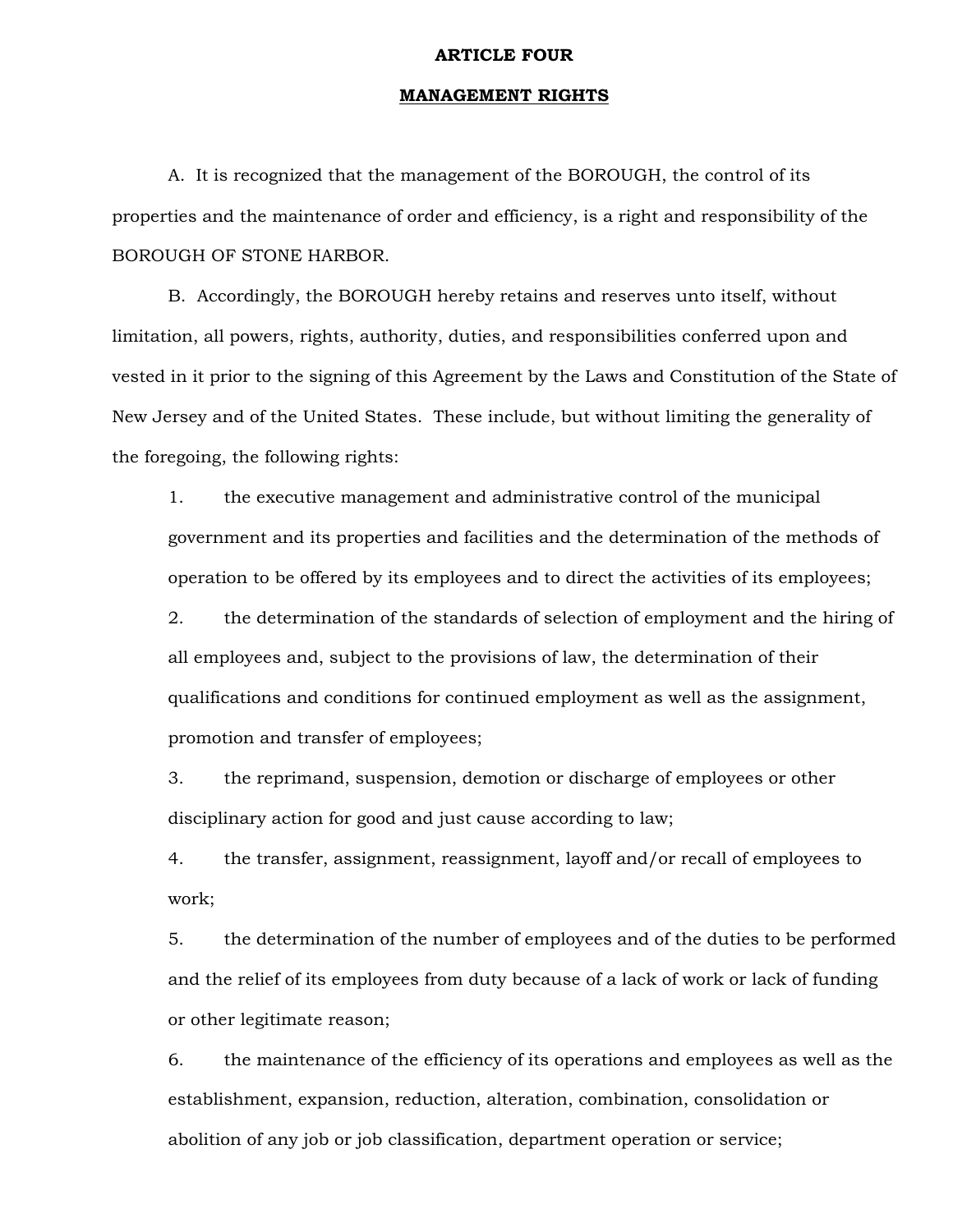# ARTICLE FOUR

## MANAGEMENT RIGHTS

A. It is recognized that the management of the BOROUGH, the control of its properties and the maintenance of order and efficiency, is a right and responsibility of the BOROUGH OF STONE HARBOR.

B. Accordingly, the BOROUGH hereby retains and reserves unto itself, without limitation, all powers, rights, authority, duties, and responsibilities conferred upon and vested in it prior to the signing of this Agreement by the Laws and Constitution of the State of New Jersey and of the United States. These include, but without limiting the generality of the foregoing, the following rights:

1. the executive management and administrative control of the municipal government and its properties and facilities and the determination of the methods of operation to be offered by its employees and to direct the activities of its employees;
2. the determination of the standards of selection of employment and the hiring of all employees and, subject to the provisions of law, the determination of their qualifications and conditions for continued employment as well as the assignment, promotion and transfer of employees;
3. the reprimand, suspension, demotion or discharge of employees or other disciplinary action for good and just cause according to law;
4. the transfer, assignment, reassignment, layoff and/or recall of employees to work;
5. the determination of the number of employees and of the duties to be performed and the relief of its employees from duty because of a lack of work or lack of funding or other legitimate reason;
6. the maintenance of the efficiency of its operations and employees as well as the establishment, expansion, reduction, alteration, combination, consolidation or abolition of any job or job classification, department operation or service;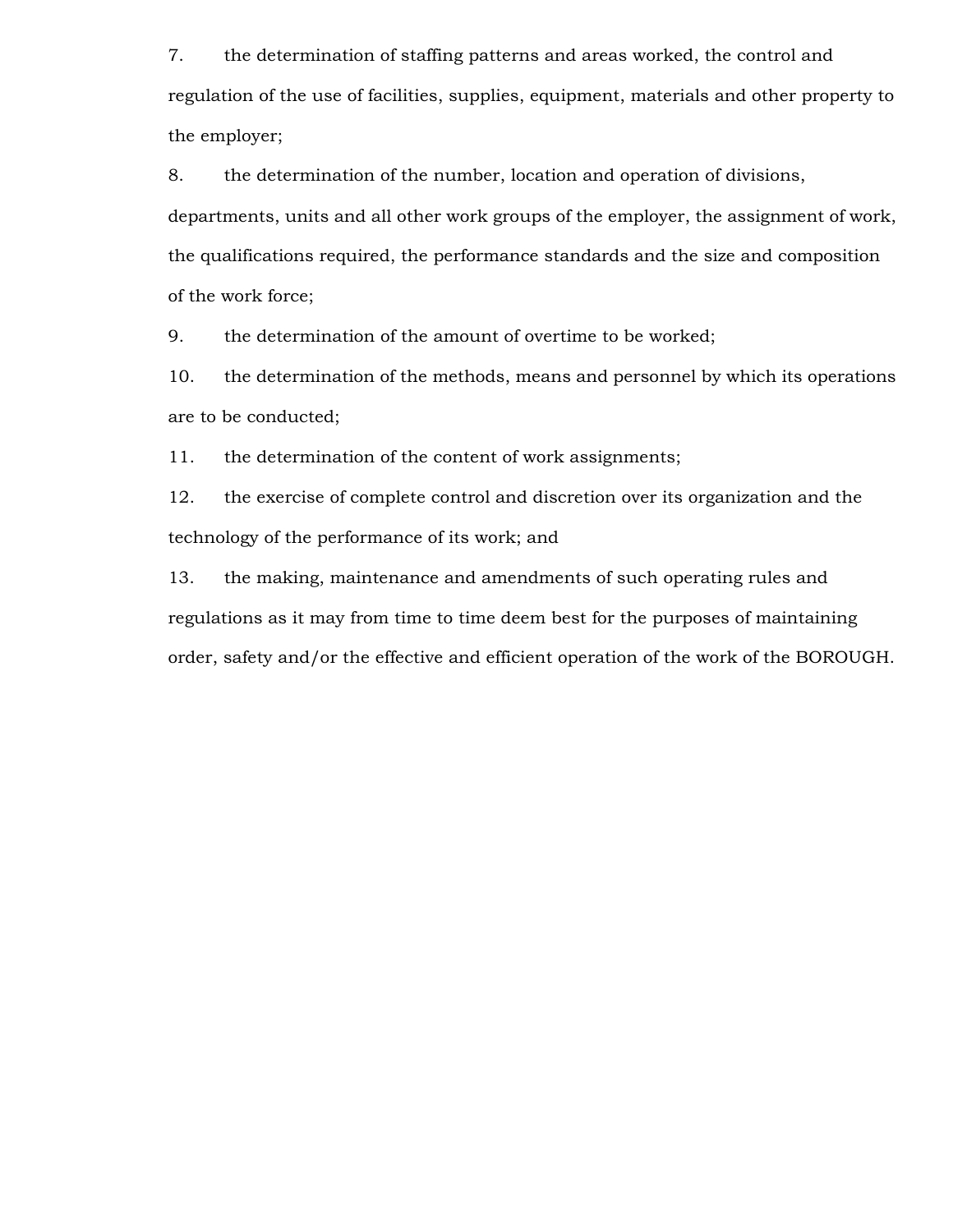7. the determination of staffing patterns and areas worked, the control and regulation of the use of facilities, supplies, equipment, materials and other property to the employer;

8. the determination of the number, location and operation of divisions, departments, units and all other work groups of the employer, the assignment of work, the qualifications required, the performance standards and the size and composition of the work force;

9. the determination of the amount of overtime to be worked;

10. the determination of the methods, means and personnel by which its operations are to be conducted;

11. the determination of the content of work assignments;

12. the exercise of complete control and discretion over its organization and the technology of the performance of its work; and

13. the making, maintenance and amendments of such operating rules and regulations as it may from time to time deem best for the purposes of maintaining order, safety and/or the effective and efficient operation of the work of the BOROUGH.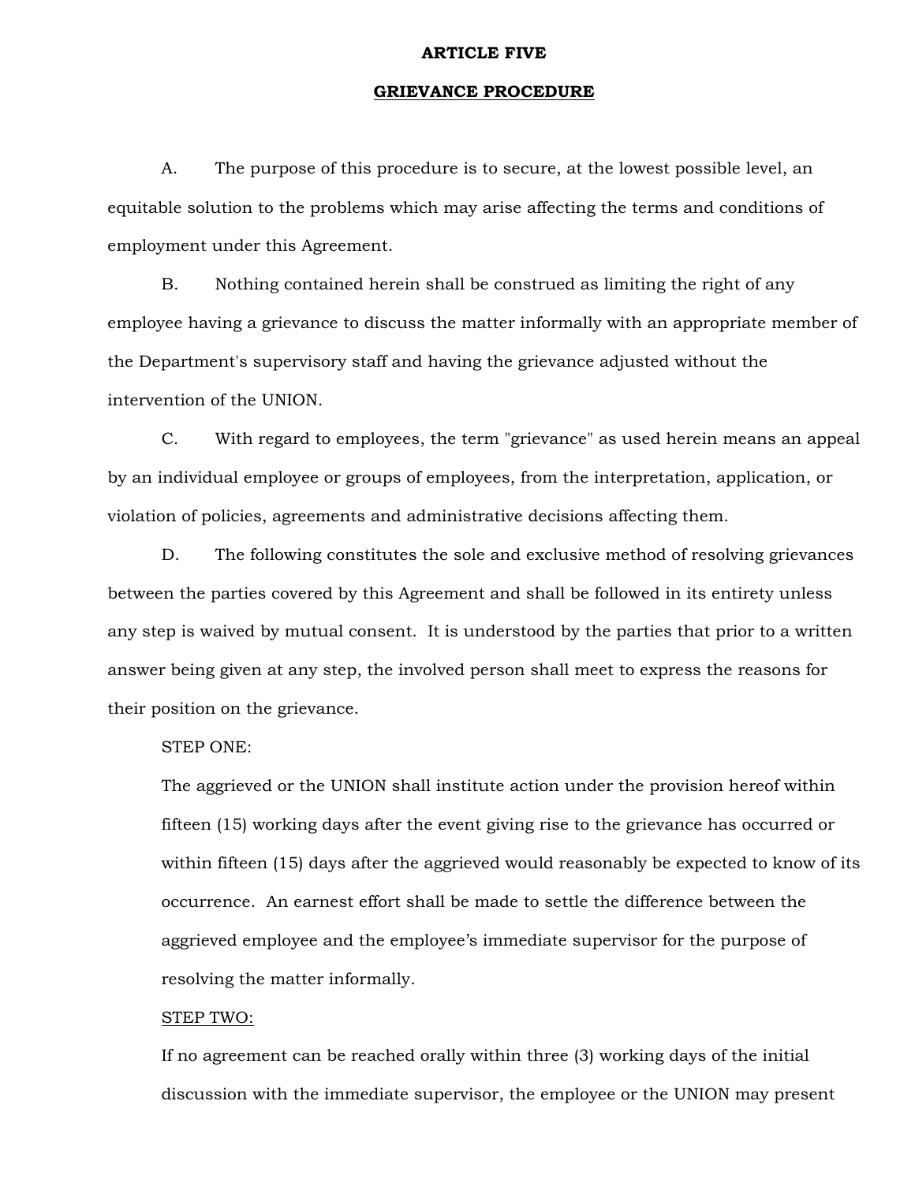## ARTICLE FIVE

## GRIEVANCE PROCEDURE

A. The purpose of this procedure is to secure, at the lowest possible level, an equitable solution to the problems which may arise affecting the terms and conditions of employment under this Agreement.

B. Nothing contained herein shall be construed as limiting the right of any employee having a grievance to discuss the matter informally with an appropriate member of the Department's supervisory staff and having the grievance adjusted without the intervention of the UNION.

C. With regard to employees, the term "grievance" as used herein means an appeal by an individual employee or groups of employees, from the interpretation, application, or violation of policies, agreements and administrative decisions affecting them.

D. The following constitutes the sole and exclusive method of resolving grievances between the parties covered by this Agreement and shall be followed in its entirety unless any step is waived by mutual consent. It is understood by the parties that prior to a written answer being given at any step, the involved person shall meet to express the reasons for their position on the grievance.

STEP ONE:

The aggrieved or the UNION shall institute action under the provision hereof within fifteen (15) working days after the event giving rise to the grievance has occurred or within fifteen (15) days after the aggrieved would reasonably be expected to know of its occurrence. An earnest effort shall be made to settle the difference between the aggrieved employee and the employee's immediate supervisor for the purpose of resolving the matter informally.

STEP TWO:

If no agreement can be reached orally within three (3) working days of the initial discussion with the immediate supervisor, the employee or the UNION may present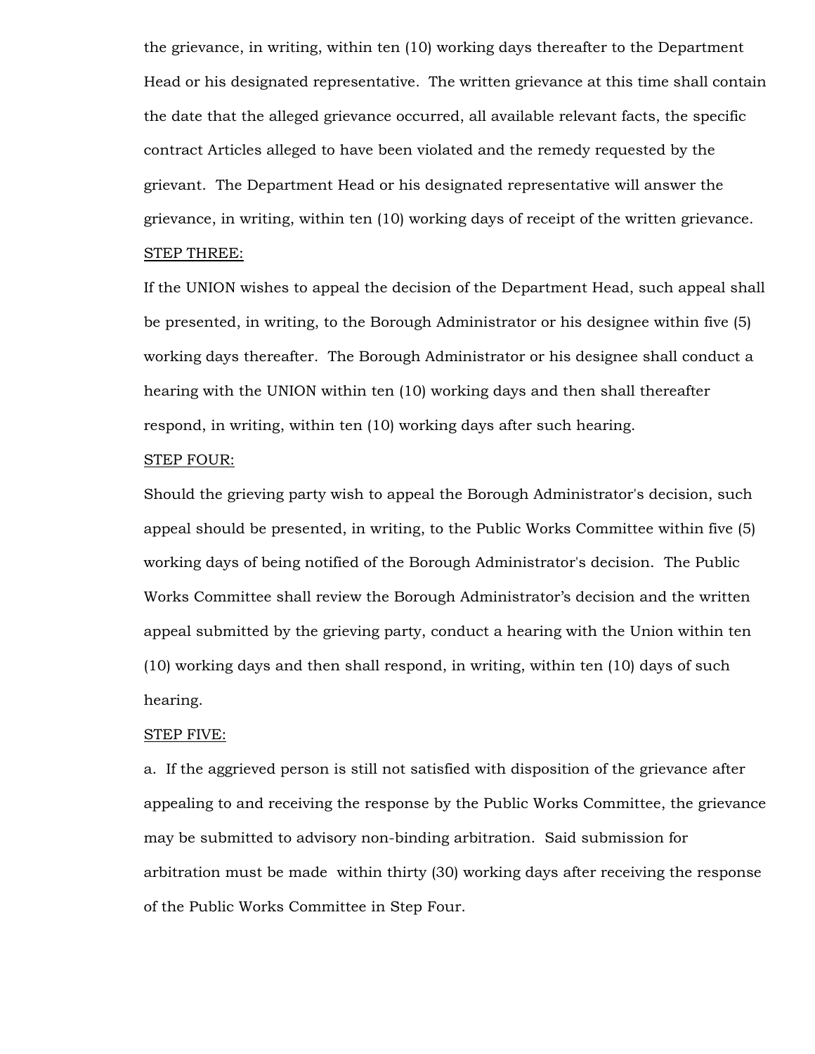the grievance, in writing, within ten (10) working days thereafter to the Department Head or his designated representative. The written grievance at this time shall contain the date that the alleged grievance occurred, all available relevant facts, the specific contract Articles alleged to have been violated and the remedy requested by the grievant. The Department Head or his designated representative will answer the grievance, in writing, within ten (10) working days of receipt of the written grievance.

STEP THREE:

If the UNION wishes to appeal the decision of the Department Head, such appeal shall be presented, in writing, to the Borough Administrator or his designee within five (5) working days thereafter. The Borough Administrator or his designee shall conduct a hearing with the UNION within ten (10) working days and then shall thereafter respond, in writing, within ten (10) working days after such hearing.

STEP FOUR:

Should the grieving party wish to appeal the Borough Administrator's decision, such appeal should be presented, in writing, to the Public Works Committee within five (5) working days of being notified of the Borough Administrator's decision. The Public Works Committee shall review the Borough Administrator's decision and the written appeal submitted by the grieving party, conduct a hearing with the Union within ten (10) working days and then shall respond, in writing, within ten (10) days of such hearing.

STEP FIVE:

a. If the aggrieved person is still not satisfied with disposition of the grievance after appealing to and receiving the response by the Public Works Committee, the grievance may be submitted to advisory non-binding arbitration. Said submission for arbitration must be made within thirty (30) working days after receiving the response of the Public Works Committee in Step Four.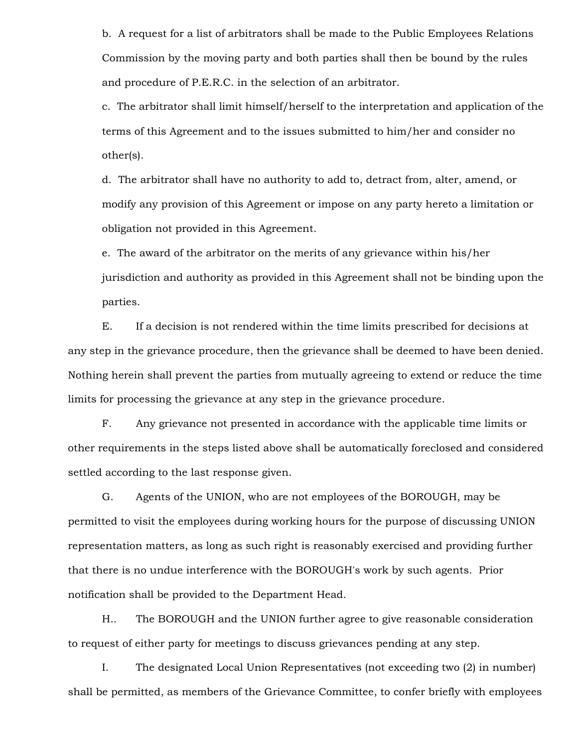b. A request for a list of arbitrators shall be made to the Public Employees Relations Commission by the moving party and both parties shall then be bound by the rules and procedure of P.E.R.C. in the selection of an arbitrator.

c. The arbitrator shall limit himself/herself to the interpretation and application of the terms of this Agreement and to the issues submitted to him/her and consider no other(s).

d. The arbitrator shall have no authority to add to, detract from, alter, amend, or modify any provision of this Agreement or impose on any party hereto a limitation or obligation not provided in this Agreement.

e. The award of the arbitrator on the merits of any grievance within his/her jurisdiction and authority as provided in this Agreement shall not be binding upon the parties.

E. If a decision is not rendered within the time limits prescribed for decisions at any step in the grievance procedure, then the grievance shall be deemed to have been denied. Nothing herein shall prevent the parties from mutually agreeing to extend or reduce the time limits for processing the grievance at any step in the grievance procedure.

F. Any grievance not presented in accordance with the applicable time limits or other requirements in the steps listed above shall be automatically foreclosed and considered settled according to the last response given.

G. Agents of the UNION, who are not employees of the BOROUGH, may be permitted to visit the employees during working hours for the purpose of discussing UNION representation matters, as long as such right is reasonably exercised and providing further that there is no undue interference with the BOROUGH's work by such agents. Prior notification shall be provided to the Department Head.

H.. The BOROUGH and the UNION further agree to give reasonable consideration to request of either party for meetings to discuss grievances pending at any step.

I. The designated Local Union Representatives (not exceeding two (2) in number) shall be permitted, as members of the Grievance Committee, to confer briefly with employees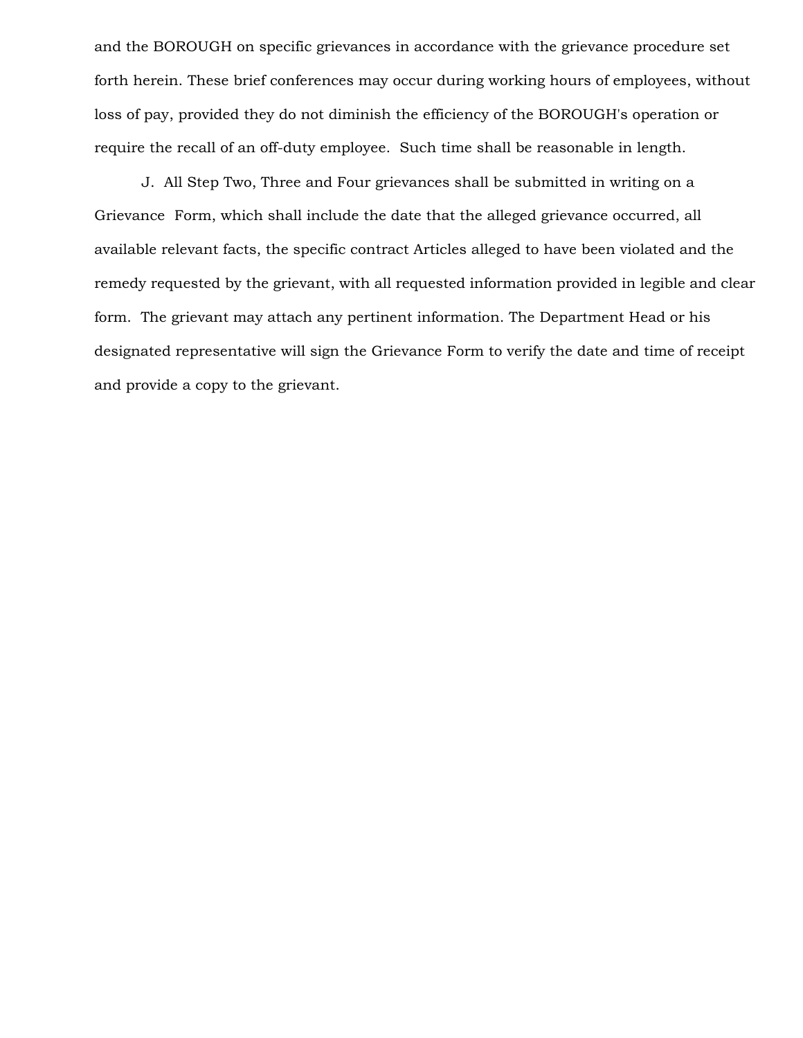and the BOROUGH on specific grievances in accordance with the grievance procedure set forth herein. These brief conferences may occur during working hours of employees, without loss of pay, provided they do not diminish the efficiency of the BOROUGH's operation or require the recall of an off-duty employee. Such time shall be reasonable in length.

J. All Step Two, Three and Four grievances shall be submitted in writing on a Grievance Form, which shall include the date that the alleged grievance occurred, all available relevant facts, the specific contract Articles alleged to have been violated and the remedy requested by the grievant, with all requested information provided in legible and clear form. The grievant may attach any pertinent information. The Department Head or his designated representative will sign the Grievance Form to verify the date and time of receipt and provide a copy to the grievant.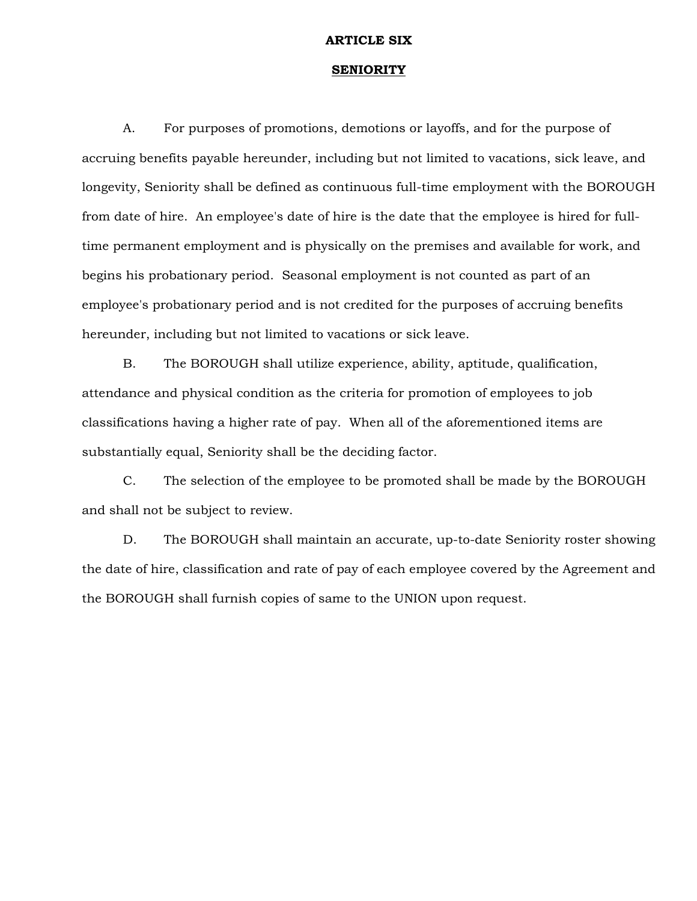# ARTICLE SIX

## SENIORITY

A. For purposes of promotions, demotions or layoffs, and for the purpose of accruing benefits payable hereunder, including but not limited to vacations, sick leave, and longevity, Seniority shall be defined as continuous full-time employment with the BOROUGH from date of hire. An employee's date of hire is the date that the employee is hired for full-time permanent employment and is physically on the premises and available for work, and begins his probationary period. Seasonal employment is not counted as part of an employee's probationary period and is not credited for the purposes of accruing benefits hereunder, including but not limited to vacations or sick leave.

B. The BOROUGH shall utilize experience, ability, aptitude, qualification, attendance and physical condition as the criteria for promotion of employees to job classifications having a higher rate of pay. When all of the aforementioned items are substantially equal, Seniority shall be the deciding factor.

C. The selection of the employee to be promoted shall be made by the BOROUGH and shall not be subject to review.

D. The BOROUGH shall maintain an accurate, up-to-date Seniority roster showing the date of hire, classification and rate of pay of each employee covered by the Agreement and the BOROUGH shall furnish copies of same to the UNION upon request.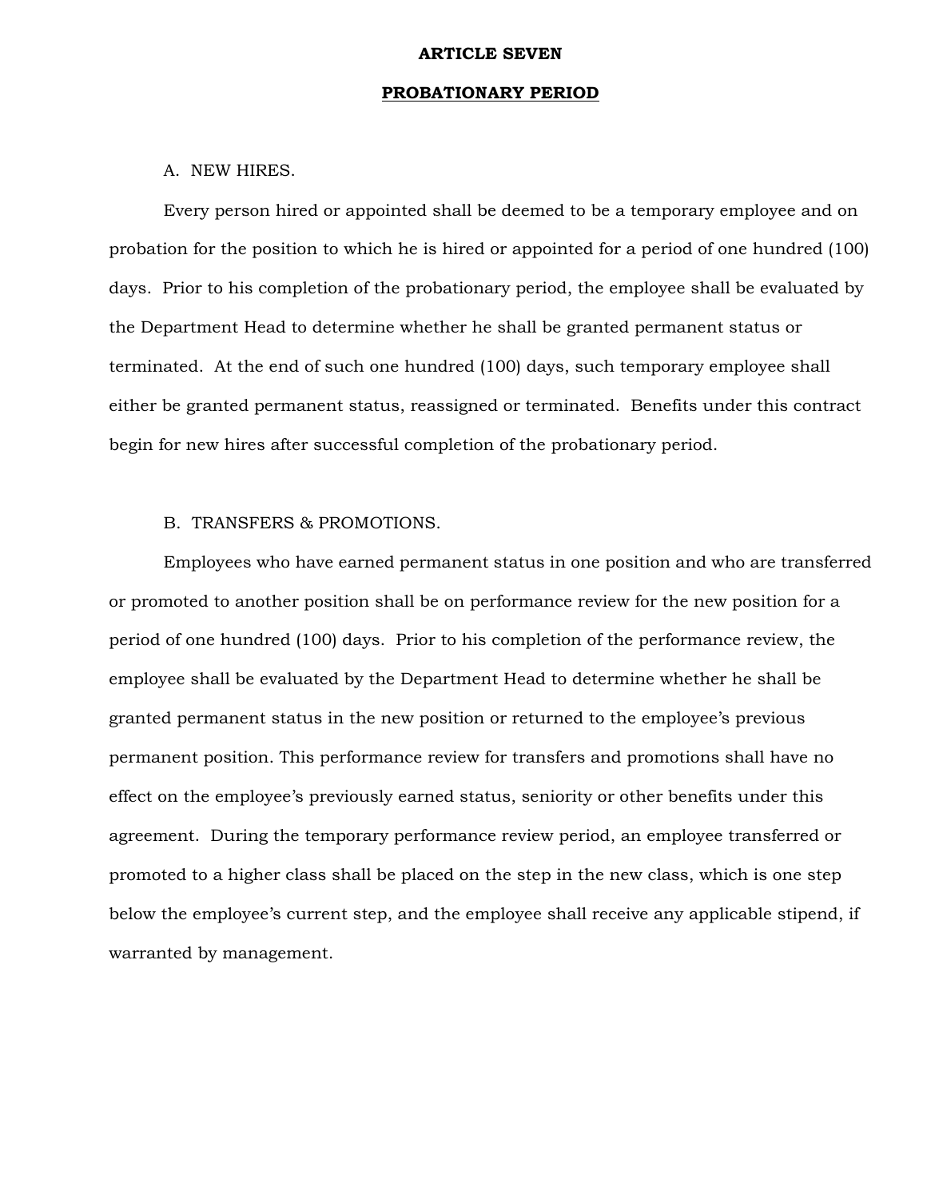# ARTICLE SEVEN

## PROBATIONARY PERIOD

A. NEW HIRES.

Every person hired or appointed shall be deemed to be a temporary employee and on probation for the position to which he is hired or appointed for a period of one hundred (100) days. Prior to his completion of the probationary period, the employee shall be evaluated by the Department Head to determine whether he shall be granted permanent status or terminated. At the end of such one hundred (100) days, such temporary employee shall either be granted permanent status, reassigned or terminated. Benefits under this contract begin for new hires after successful completion of the probationary period.

B. TRANSFERS & PROMOTIONS.

Employees who have earned permanent status in one position and who are transferred or promoted to another position shall be on performance review for the new position for a period of one hundred (100) days. Prior to his completion of the performance review, the employee shall be evaluated by the Department Head to determine whether he shall be granted permanent status in the new position or returned to the employee's previous permanent position. This performance review for transfers and promotions shall have no effect on the employee's previously earned status, seniority or other benefits under this agreement. During the temporary performance review period, an employee transferred or promoted to a higher class shall be placed on the step in the new class, which is one step below the employee's current step, and the employee shall receive any applicable stipend, if warranted by management.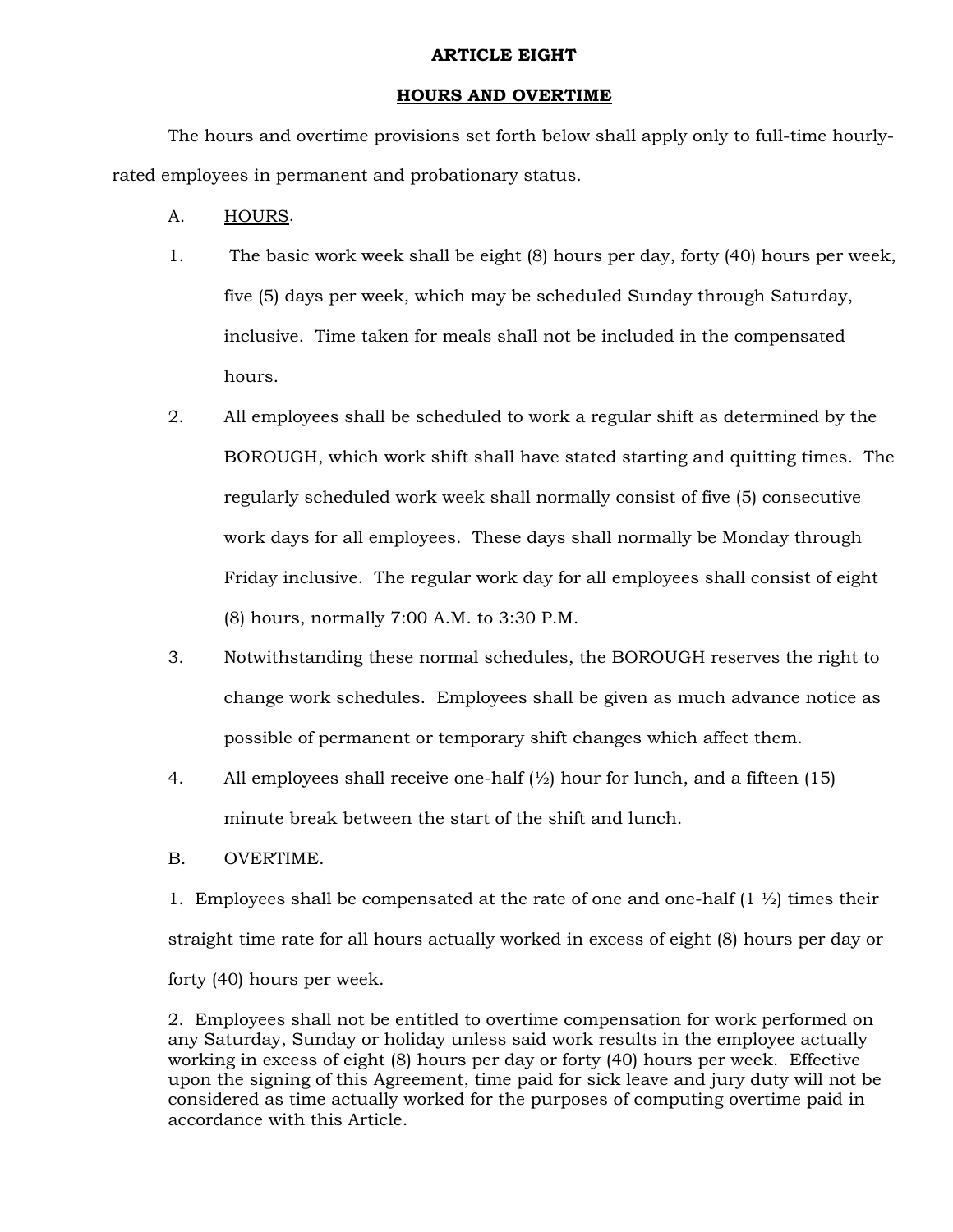# ARTICLE EIGHT

## HOURS AND OVERTIME

The hours and overtime provisions set forth below shall apply only to full-time hourly-rated employees in permanent and probationary status.

A. HOURS.

1. The basic work week shall be eight (8) hours per day, forty (40) hours per week, five (5) days per week, which may be scheduled Sunday through Saturday, inclusive. Time taken for meals shall not be included in the compensated hours.

2. All employees shall be scheduled to work a regular shift as determined by the BOROUGH, which work shift shall have stated starting and quitting times. The regularly scheduled work week shall normally consist of five (5) consecutive work days for all employees. These days shall normally be Monday through Friday inclusive. The regular work day for all employees shall consist of eight (8) hours, normally 7:00 A.M. to 3:30 P.M.

3. Notwithstanding these normal schedules, the BOROUGH reserves the right to change work schedules. Employees shall be given as much advance notice as possible of permanent or temporary shift changes which affect them.

4. All employees shall receive one-half (½) hour for lunch, and a fifteen (15) minute break between the start of the shift and lunch.

B. OVERTIME.

1. Employees shall be compensated at the rate of one and one-half (1 ½) times their straight time rate for all hours actually worked in excess of eight (8) hours per day or forty (40) hours per week.

2. Employees shall not be entitled to overtime compensation for work performed on any Saturday, Sunday or holiday unless said work results in the employee actually working in excess of eight (8) hours per day or forty (40) hours per week. Effective upon the signing of this Agreement, time paid for sick leave and jury duty will not be considered as time actually worked for the purposes of computing overtime paid in accordance with this Article.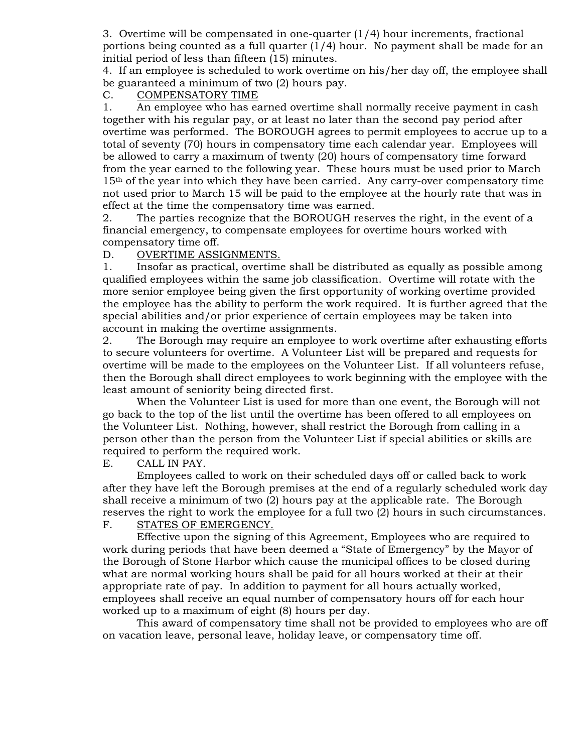3. Overtime will be compensated in one-quarter (1/4) hour increments, fractional portions being counted as a full quarter (1/4) hour. No payment shall be made for an initial period of less than fifteen (15) minutes.

4. If an employee is scheduled to work overtime on his/her day off, the employee shall be guaranteed a minimum of two (2) hours pay.

C. <u>COMPENSATORY TIME</u>

1. An employee who has earned overtime shall normally receive payment in cash together with his regular pay, or at least no later than the second pay period after overtime was performed. The BOROUGH agrees to permit employees to accrue up to a total of seventy (70) hours in compensatory time each calendar year. Employees will be allowed to carry a maximum of twenty (20) hours of compensatory time forward from the year earned to the following year. These hours must be used prior to March 15th of the year into which they have been carried. Any carry-over compensatory time not used prior to March 15 will be paid to the employee at the hourly rate that was in effect at the time the compensatory time was earned.

2. The parties recognize that the BOROUGH reserves the right, in the event of a financial emergency, to compensate employees for overtime hours worked with compensatory time off.

D. <u>OVERTIME ASSIGNMENTS.</u>

1. Insofar as practical, overtime shall be distributed as equally as possible among qualified employees within the same job classification. Overtime will rotate with the more senior employee being given the first opportunity of working overtime provided the employee has the ability to perform the work required. It is further agreed that the special abilities and/or prior experience of certain employees may be taken into account in making the overtime assignments.

2. The Borough may require an employee to work overtime after exhausting efforts to secure volunteers for overtime. A Volunteer List will be prepared and requests for overtime will be made to the employees on the Volunteer List. If all volunteers refuse, then the Borough shall direct employees to work beginning with the employee with the least amount of seniority being directed first.

When the Volunteer List is used for more than one event, the Borough will not go back to the top of the list until the overtime has been offered to all employees on the Volunteer List. Nothing, however, shall restrict the Borough from calling in a person other than the person from the Volunteer List if special abilities or skills are required to perform the required work.

E. CALL IN PAY.

Employees called to work on their scheduled days off or called back to work after they have left the Borough premises at the end of a regularly scheduled work day shall receive a minimum of two (2) hours pay at the applicable rate. The Borough reserves the right to work the employee for a full two (2) hours in such circumstances.

F. <u>STATES OF EMERGENCY.</u>

Effective upon the signing of this Agreement, Employees who are required to work during periods that have been deemed a "State of Emergency" by the Mayor of the Borough of Stone Harbor which cause the municipal offices to be closed during what are normal working hours shall be paid for all hours worked at their at their appropriate rate of pay. In addition to payment for all hours actually worked, employees shall receive an equal number of compensatory hours off for each hour worked up to a maximum of eight (8) hours per day.

This award of compensatory time shall not be provided to employees who are off on vacation leave, personal leave, holiday leave, or compensatory time off.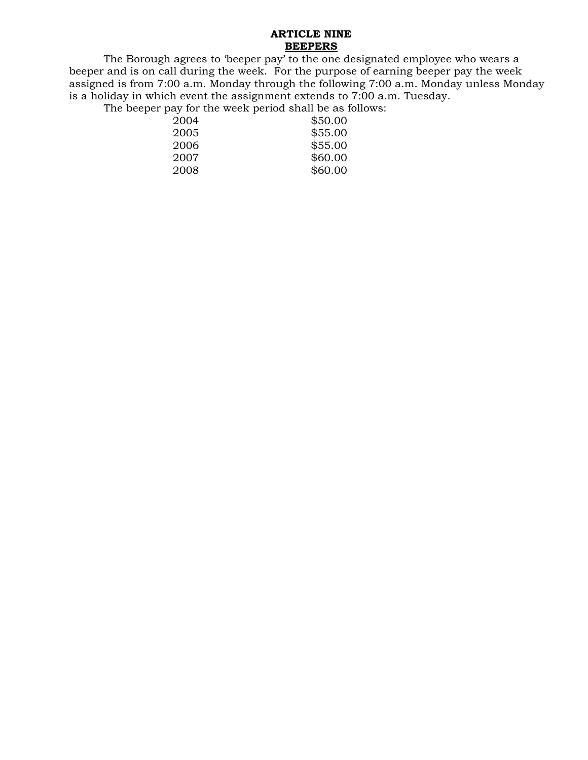# ARTICLE NINE
## BEEPERS

The Borough agrees to 'beeper pay' to the one designated employee who wears a beeper and is on call during the week. For the purpose of earning beeper pay the week assigned is from 7:00 a.m. Monday through the following 7:00 a.m. Monday unless Monday is a holiday in which event the assignment extends to 7:00 a.m. Tuesday.

The beeper pay for the week period shall be as follows:

| | |
|---|---|
| 2004 | $50.00 |
| 2005 | $55.00 |
| 2006 | $55.00 |
| 2007 | $60.00 |
| 2008 | $60.00 |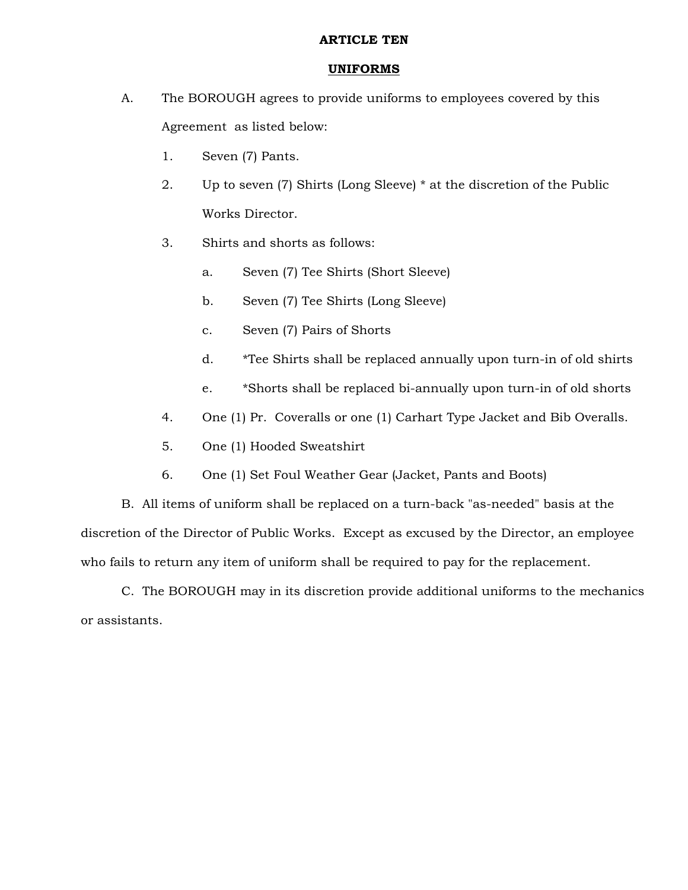# ARTICLE TEN

## UNIFORMS

A. The BOROUGH agrees to provide uniforms to employees covered by this Agreement as listed below:

1. Seven (7) Pants.
2. Up to seven (7) Shirts (Long Sleeve) * at the discretion of the Public Works Director.
3. Shirts and shorts as follows:
   a. Seven (7) Tee Shirts (Short Sleeve)
   b. Seven (7) Tee Shirts (Long Sleeve)
   c. Seven (7) Pairs of Shorts
   d. *Tee Shirts shall be replaced annually upon turn-in of old shirts
   e. *Shorts shall be replaced bi-annually upon turn-in of old shorts
4. One (1) Pr. Coveralls or one (1) Carhart Type Jacket and Bib Overalls.
5. One (1) Hooded Sweatshirt
6. One (1) Set Foul Weather Gear (Jacket, Pants and Boots)

B. All items of uniform shall be replaced on a turn-back "as-needed" basis at the discretion of the Director of Public Works. Except as excused by the Director, an employee who fails to return any item of uniform shall be required to pay for the replacement.

C. The BOROUGH may in its discretion provide additional uniforms to the mechanics or assistants.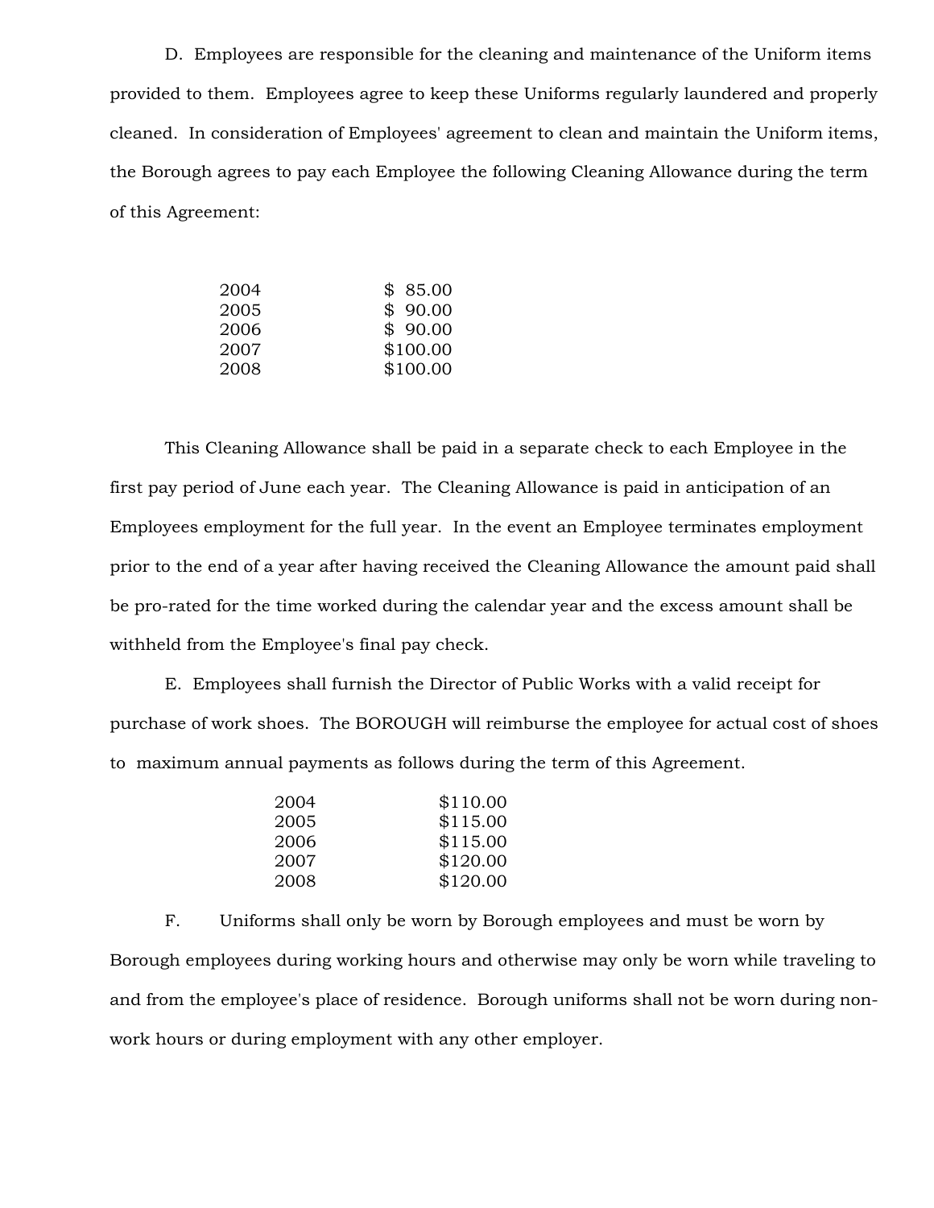D. Employees are responsible for the cleaning and maintenance of the Uniform items provided to them. Employees agree to keep these Uniforms regularly laundered and properly cleaned. In consideration of Employees' agreement to clean and maintain the Uniform items, the Borough agrees to pay each Employee the following Cleaning Allowance during the term of this Agreement:

| | |
|---|---|
| 2004 | $ 85.00 |
| 2005 | $ 90.00 |
| 2006 | $ 90.00 |
| 2007 | $100.00 |
| 2008 | $100.00 |

This Cleaning Allowance shall be paid in a separate check to each Employee in the first pay period of June each year. The Cleaning Allowance is paid in anticipation of an Employees employment for the full year. In the event an Employee terminates employment prior to the end of a year after having received the Cleaning Allowance the amount paid shall be pro-rated for the time worked during the calendar year and the excess amount shall be withheld from the Employee's final pay check.

E. Employees shall furnish the Director of Public Works with a valid receipt for purchase of work shoes. The BOROUGH will reimburse the employee for actual cost of shoes to maximum annual payments as follows during the term of this Agreement.

| | |
|---|---|
| 2004 | $110.00 |
| 2005 | $115.00 |
| 2006 | $115.00 |
| 2007 | $120.00 |
| 2008 | $120.00 |

F. Uniforms shall only be worn by Borough employees and must be worn by Borough employees during working hours and otherwise may only be worn while traveling to and from the employee's place of residence. Borough uniforms shall not be worn during non-work hours or during employment with any other employer.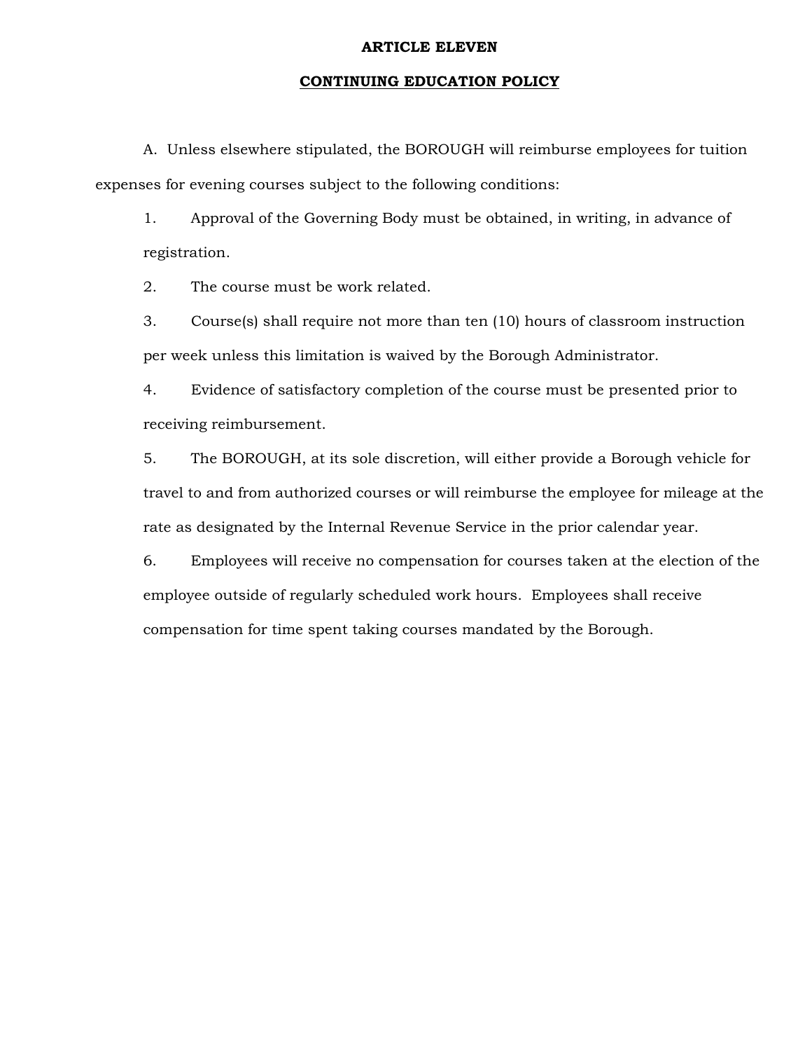# ARTICLE ELEVEN

## CONTINUING EDUCATION POLICY

A. Unless elsewhere stipulated, the BOROUGH will reimburse employees for tuition expenses for evening courses subject to the following conditions:

1. Approval of the Governing Body must be obtained, in writing, in advance of registration.
2. The course must be work related.
3. Course(s) shall require not more than ten (10) hours of classroom instruction per week unless this limitation is waived by the Borough Administrator.
4. Evidence of satisfactory completion of the course must be presented prior to receiving reimbursement.
5. The BOROUGH, at its sole discretion, will either provide a Borough vehicle for travel to and from authorized courses or will reimburse the employee for mileage at the rate as designated by the Internal Revenue Service in the prior calendar year.
6. Employees will receive no compensation for courses taken at the election of the employee outside of regularly scheduled work hours. Employees shall receive compensation for time spent taking courses mandated by the Borough.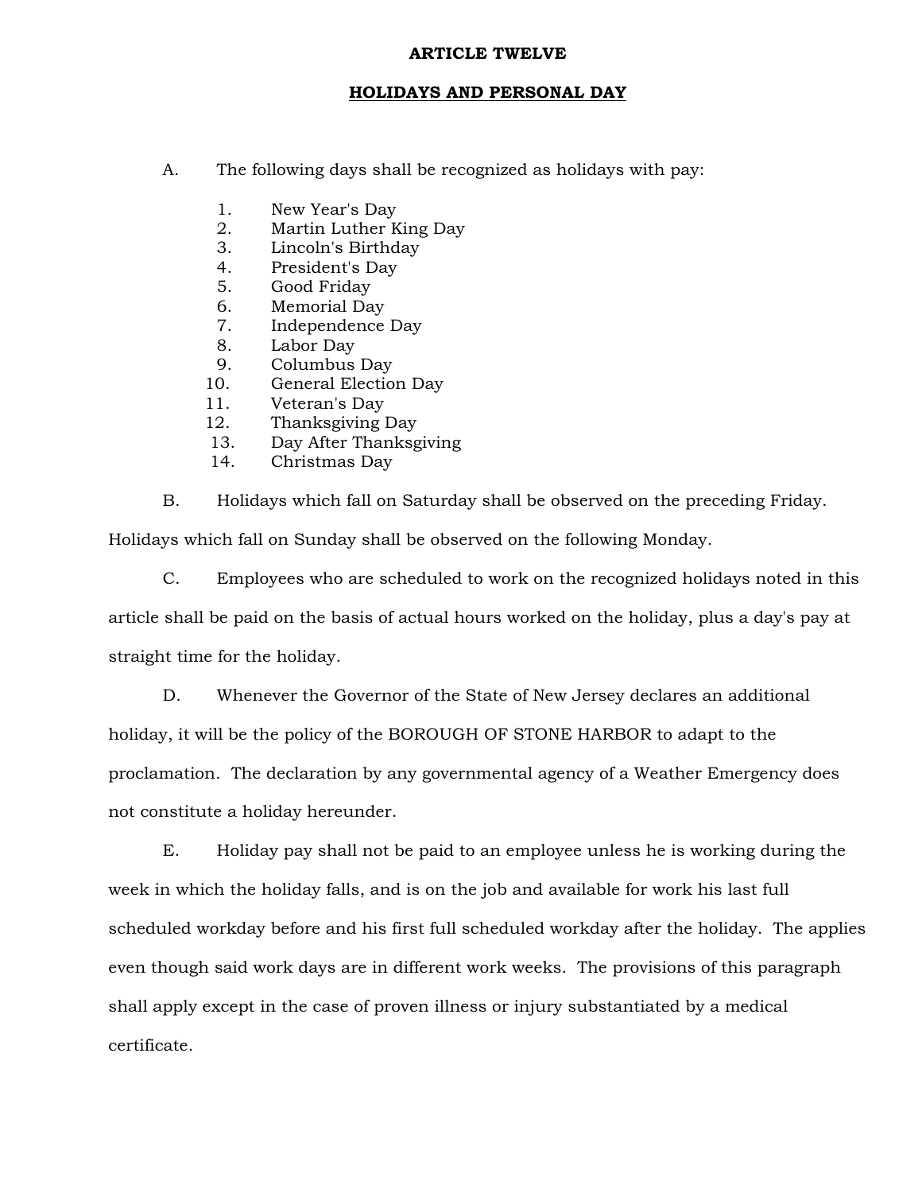# ARTICLE TWELVE

## HOLIDAYS AND PERSONAL DAY

A. The following days shall be recognized as holidays with pay:

1. New Year's Day
2. Martin Luther King Day
3. Lincoln's Birthday
4. President's Day
5. Good Friday
6. Memorial Day
7. Independence Day
8. Labor Day
9. Columbus Day
10. General Election Day
11. Veteran's Day
12. Thanksgiving Day
13. Day After Thanksgiving
14. Christmas Day

B. Holidays which fall on Saturday shall be observed on the preceding Friday. Holidays which fall on Sunday shall be observed on the following Monday.

C. Employees who are scheduled to work on the recognized holidays noted in this article shall be paid on the basis of actual hours worked on the holiday, plus a day's pay at straight time for the holiday.

D. Whenever the Governor of the State of New Jersey declares an additional holiday, it will be the policy of the BOROUGH OF STONE HARBOR to adapt to the proclamation. The declaration by any governmental agency of a Weather Emergency does not constitute a holiday hereunder.

E. Holiday pay shall not be paid to an employee unless he is working during the week in which the holiday falls, and is on the job and available for work his last full scheduled workday before and his first full scheduled workday after the holiday. The applies even though said work days are in different work weeks. The provisions of this paragraph shall apply except in the case of proven illness or injury substantiated by a medical certificate.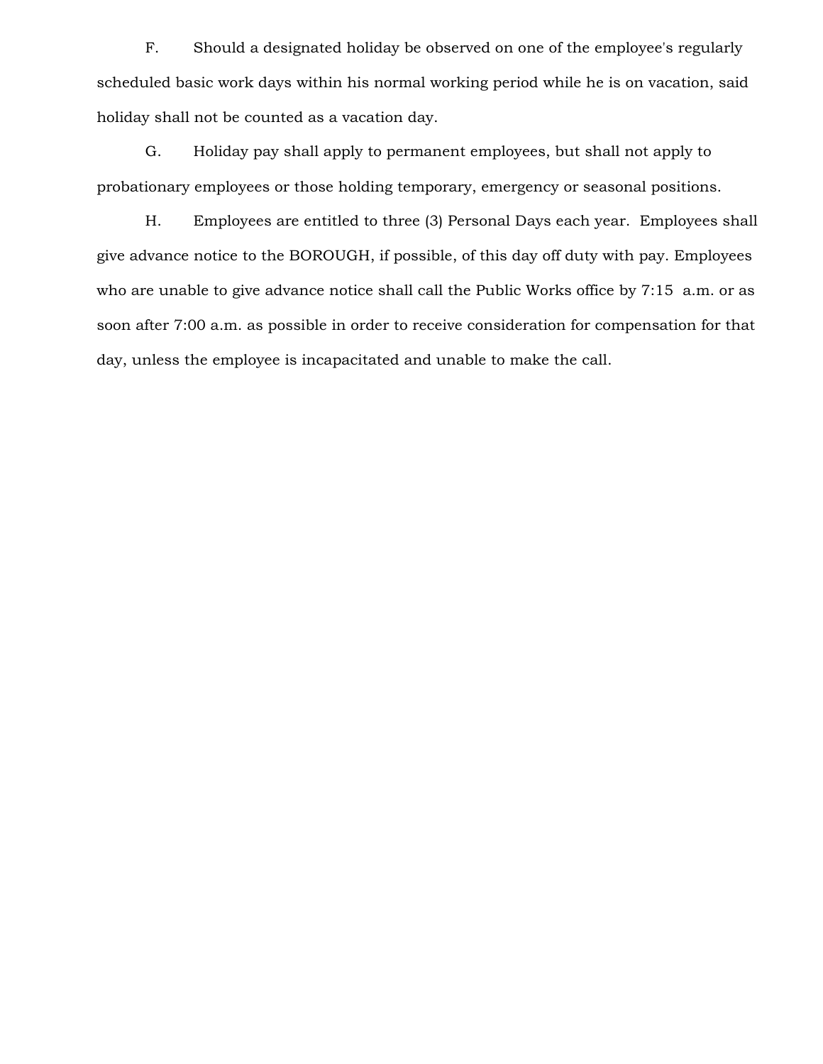F. Should a designated holiday be observed on one of the employee's regularly scheduled basic work days within his normal working period while he is on vacation, said holiday shall not be counted as a vacation day.

G. Holiday pay shall apply to permanent employees, but shall not apply to probationary employees or those holding temporary, emergency or seasonal positions.

H. Employees are entitled to three (3) Personal Days each year. Employees shall give advance notice to the BOROUGH, if possible, of this day off duty with pay. Employees who are unable to give advance notice shall call the Public Works office by 7:15 a.m. or as soon after 7:00 a.m. as possible in order to receive consideration for compensation for that day, unless the employee is incapacitated and unable to make the call.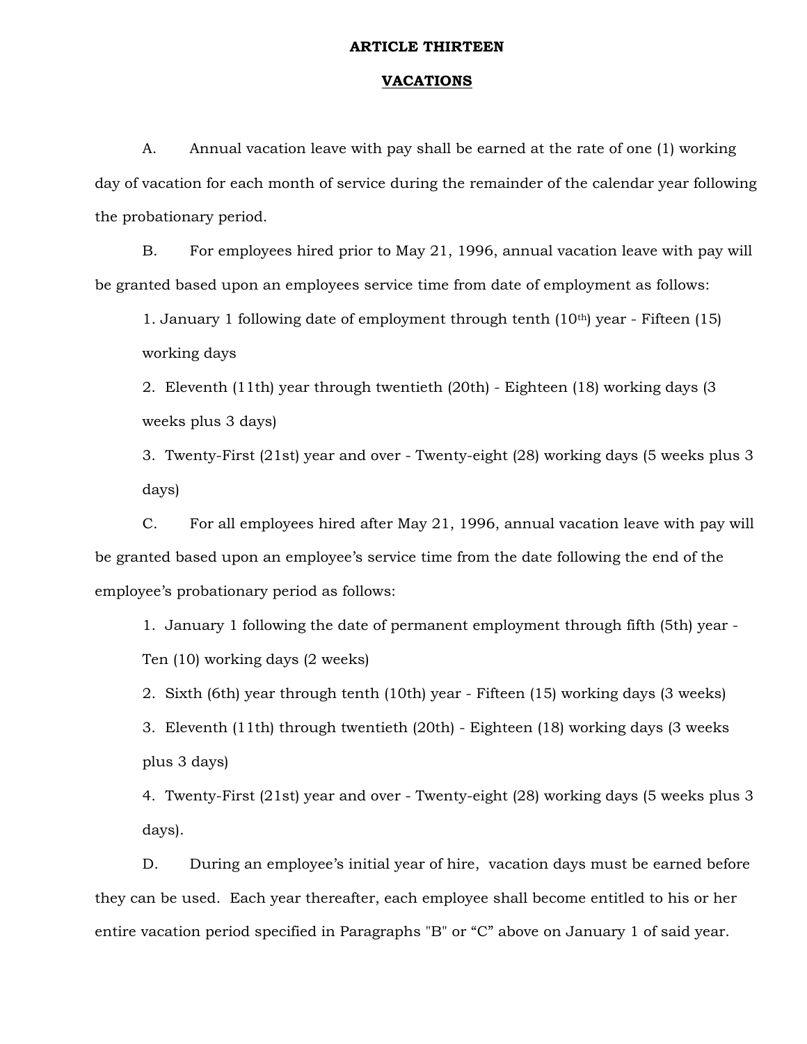# ARTICLE THIRTEEN

## VACATIONS

A. Annual vacation leave with pay shall be earned at the rate of one (1) working day of vacation for each month of service during the remainder of the calendar year following the probationary period.

B. For employees hired prior to May 21, 1996, annual vacation leave with pay will be granted based upon an employees service time from date of employment as follows:

1. January 1 following date of employment through tenth (10th) year - Fifteen (15) working days
2. Eleventh (11th) year through twentieth (20th) - Eighteen (18) working days (3 weeks plus 3 days)
3. Twenty-First (21st) year and over - Twenty-eight (28) working days (5 weeks plus 3 days)

C. For all employees hired after May 21, 1996, annual vacation leave with pay will be granted based upon an employee's service time from the date following the end of the employee's probationary period as follows:

1. January 1 following the date of permanent employment through fifth (5th) year - Ten (10) working days (2 weeks)
2. Sixth (6th) year through tenth (10th) year - Fifteen (15) working days (3 weeks)
3. Eleventh (11th) through twentieth (20th) - Eighteen (18) working days (3 weeks plus 3 days)
4. Twenty-First (21st) year and over - Twenty-eight (28) working days (5 weeks plus 3 days).

D. During an employee's initial year of hire, vacation days must be earned before they can be used. Each year thereafter, each employee shall become entitled to his or her entire vacation period specified in Paragraphs "B" or "C" above on January 1 of said year.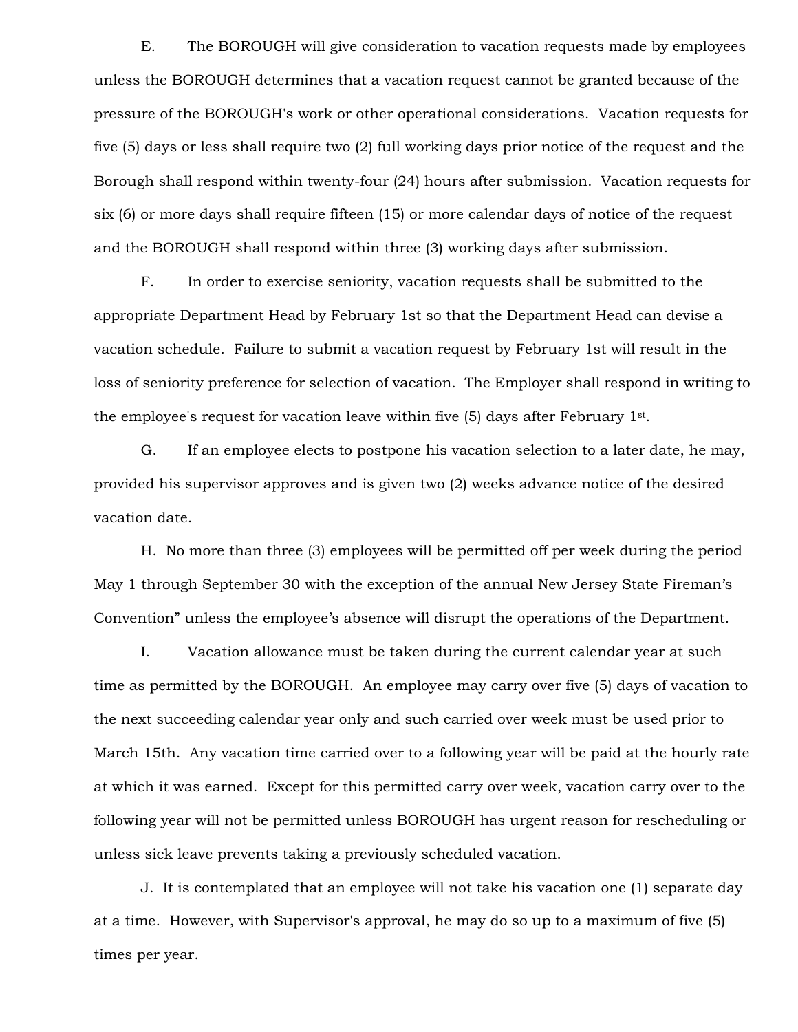E. The BOROUGH will give consideration to vacation requests made by employees unless the BOROUGH determines that a vacation request cannot be granted because of the pressure of the BOROUGH's work or other operational considerations. Vacation requests for five (5) days or less shall require two (2) full working days prior notice of the request and the Borough shall respond within twenty-four (24) hours after submission. Vacation requests for six (6) or more days shall require fifteen (15) or more calendar days of notice of the request and the BOROUGH shall respond within three (3) working days after submission.

F. In order to exercise seniority, vacation requests shall be submitted to the appropriate Department Head by February 1st so that the Department Head can devise a vacation schedule. Failure to submit a vacation request by February 1st will result in the loss of seniority preference for selection of vacation. The Employer shall respond in writing to the employee's request for vacation leave within five (5) days after February 1st.

G. If an employee elects to postpone his vacation selection to a later date, he may, provided his supervisor approves and is given two (2) weeks advance notice of the desired vacation date.

H. No more than three (3) employees will be permitted off per week during the period May 1 through September 30 with the exception of the annual New Jersey State Fireman's Convention" unless the employee's absence will disrupt the operations of the Department.

I. Vacation allowance must be taken during the current calendar year at such time as permitted by the BOROUGH. An employee may carry over five (5) days of vacation to the next succeeding calendar year only and such carried over week must be used prior to March 15th. Any vacation time carried over to a following year will be paid at the hourly rate at which it was earned. Except for this permitted carry over week, vacation carry over to the following year will not be permitted unless BOROUGH has urgent reason for rescheduling or unless sick leave prevents taking a previously scheduled vacation.

J. It is contemplated that an employee will not take his vacation one (1) separate day at a time. However, with Supervisor's approval, he may do so up to a maximum of five (5) times per year.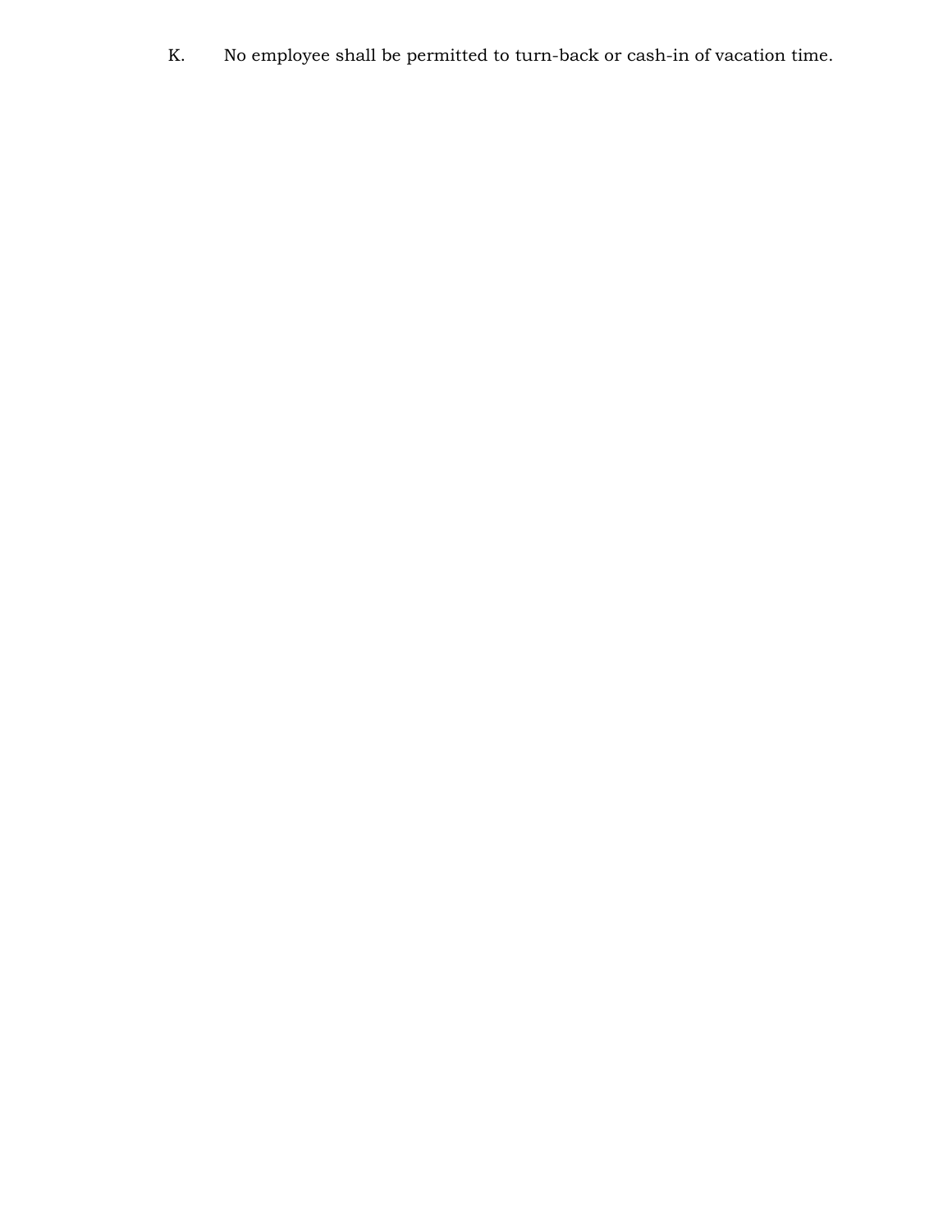K. No employee shall be permitted to turn-back or cash-in of vacation time.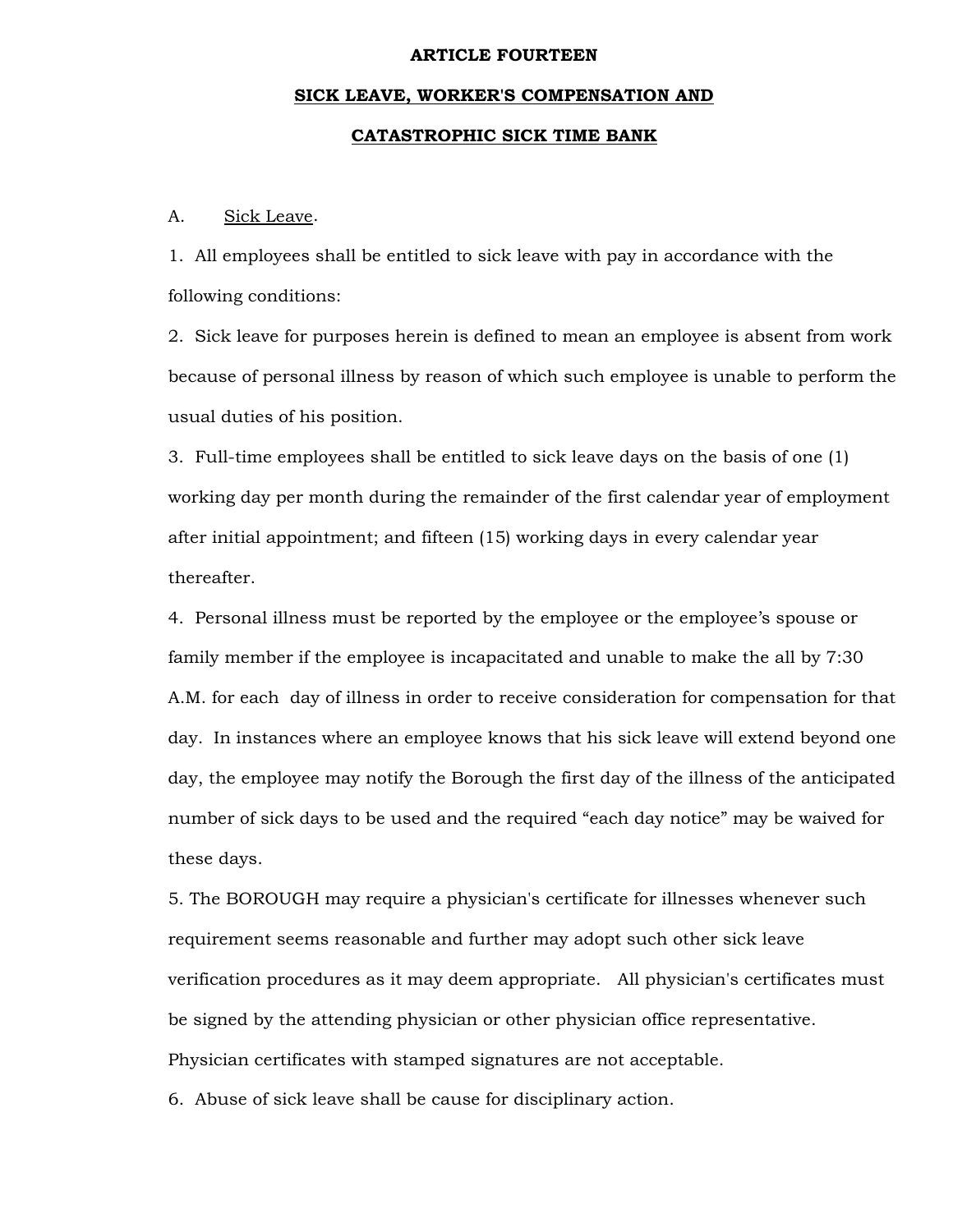**ARTICLE FOURTEEN**

**SICK LEAVE, WORKER'S COMPENSATION AND**

**CATASTROPHIC SICK TIME BANK**

A. Sick Leave.

1. All employees shall be entitled to sick leave with pay in accordance with the following conditions:

2. Sick leave for purposes herein is defined to mean an employee is absent from work because of personal illness by reason of which such employee is unable to perform the usual duties of his position.

3. Full-time employees shall be entitled to sick leave days on the basis of one (1) working day per month during the remainder of the first calendar year of employment after initial appointment; and fifteen (15) working days in every calendar year thereafter.

4. Personal illness must be reported by the employee or the employee's spouse or family member if the employee is incapacitated and unable to make the all by 7:30 A.M. for each day of illness in order to receive consideration for compensation for that day. In instances where an employee knows that his sick leave will extend beyond one day, the employee may notify the Borough the first day of the illness of the anticipated number of sick days to be used and the required "each day notice" may be waived for these days.

5. The BOROUGH may require a physician's certificate for illnesses whenever such requirement seems reasonable and further may adopt such other sick leave verification procedures as it may deem appropriate. All physician's certificates must be signed by the attending physician or other physician office representative. Physician certificates with stamped signatures are not acceptable.

6. Abuse of sick leave shall be cause for disciplinary action.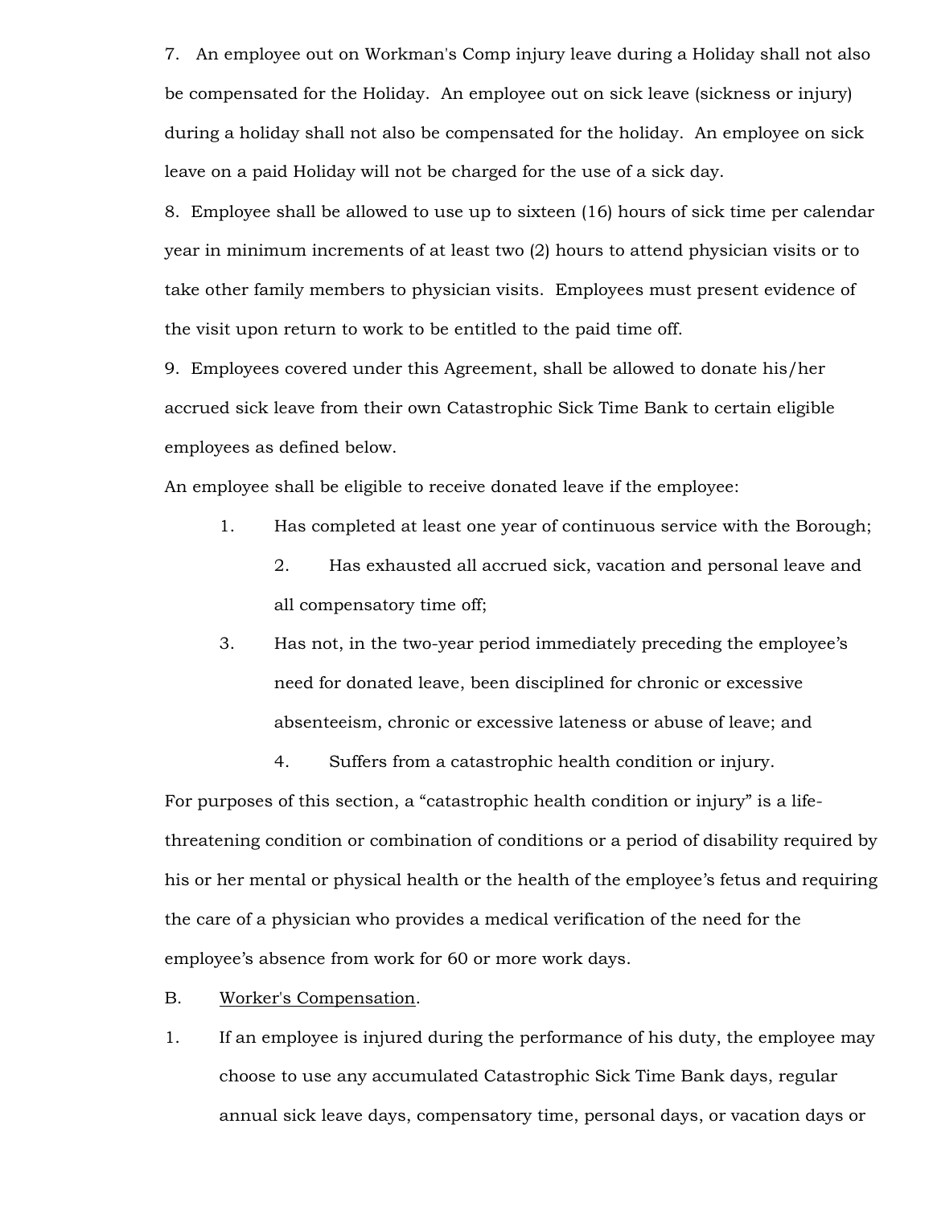7. An employee out on Workman's Comp injury leave during a Holiday shall not also be compensated for the Holiday. An employee out on sick leave (sickness or injury) during a holiday shall not also be compensated for the holiday. An employee on sick leave on a paid Holiday will not be charged for the use of a sick day.

8. Employee shall be allowed to use up to sixteen (16) hours of sick time per calendar year in minimum increments of at least two (2) hours to attend physician visits or to take other family members to physician visits. Employees must present evidence of the visit upon return to work to be entitled to the paid time off.

9. Employees covered under this Agreement, shall be allowed to donate his/her accrued sick leave from their own Catastrophic Sick Time Bank to certain eligible employees as defined below.

An employee shall be eligible to receive donated leave if the employee:

1. Has completed at least one year of continuous service with the Borough;
2. Has exhausted all accrued sick, vacation and personal leave and all compensatory time off;
3. Has not, in the two-year period immediately preceding the employee's need for donated leave, been disciplined for chronic or excessive absenteeism, chronic or excessive lateness or abuse of leave; and
4. Suffers from a catastrophic health condition or injury.

For purposes of this section, a "catastrophic health condition or injury" is a life-threatening condition or combination of conditions or a period of disability required by his or her mental or physical health or the health of the employee's fetus and requiring the care of a physician who provides a medical verification of the need for the employee's absence from work for 60 or more work days.

B. Worker's Compensation.

1. If an employee is injured during the performance of his duty, the employee may choose to use any accumulated Catastrophic Sick Time Bank days, regular annual sick leave days, compensatory time, personal days, or vacation days or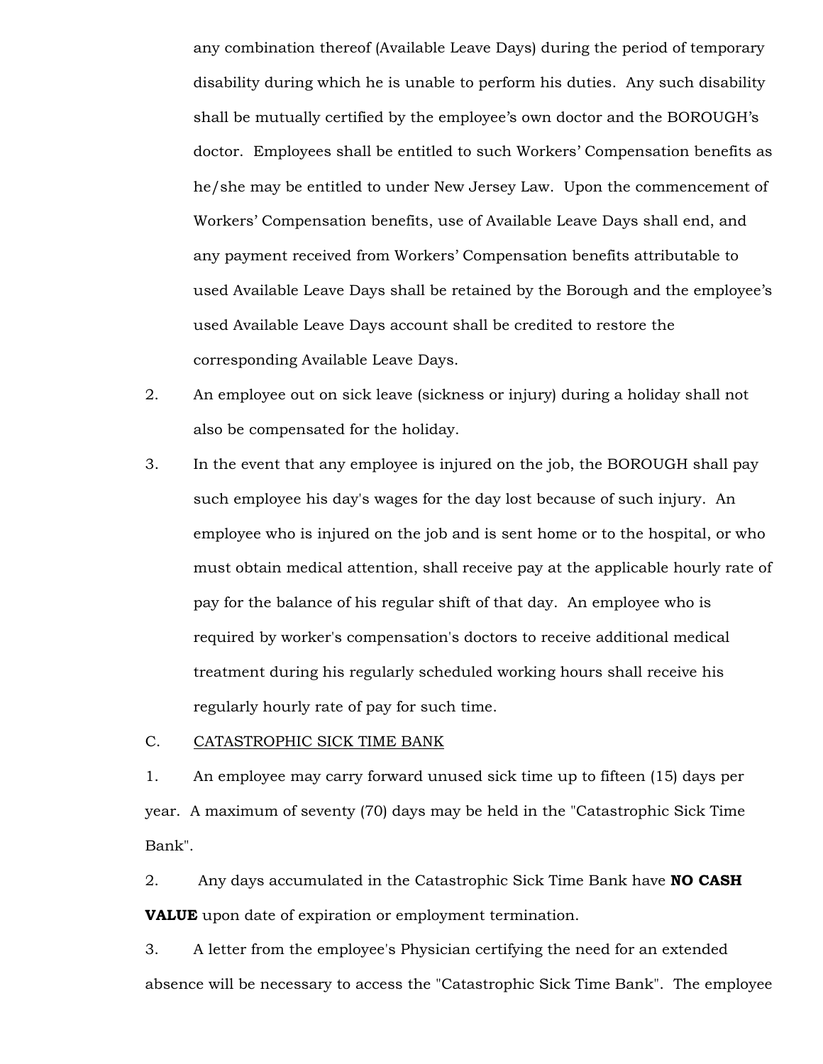any combination thereof (Available Leave Days) during the period of temporary disability during which he is unable to perform his duties. Any such disability shall be mutually certified by the employee's own doctor and the BOROUGH's doctor. Employees shall be entitled to such Workers' Compensation benefits as he/she may be entitled to under New Jersey Law. Upon the commencement of Workers' Compensation benefits, use of Available Leave Days shall end, and any payment received from Workers' Compensation benefits attributable to used Available Leave Days shall be retained by the Borough and the employee's used Available Leave Days account shall be credited to restore the corresponding Available Leave Days.

2. An employee out on sick leave (sickness or injury) during a holiday shall not also be compensated for the holiday.

3. In the event that any employee is injured on the job, the BOROUGH shall pay such employee his day's wages for the day lost because of such injury. An employee who is injured on the job and is sent home or to the hospital, or who must obtain medical attention, shall receive pay at the applicable hourly rate of pay for the balance of his regular shift of that day. An employee who is required by worker's compensation's doctors to receive additional medical treatment during his regularly scheduled working hours shall receive his regularly hourly rate of pay for such time.

C. <u>CATASTROPHIC SICK TIME BANK</u>

1. An employee may carry forward unused sick time up to fifteen (15) days per year. A maximum of seventy (70) days may be held in the "Catastrophic Sick Time Bank".

2. Any days accumulated in the Catastrophic Sick Time Bank have **NO CASH VALUE** upon date of expiration or employment termination.

3. A letter from the employee's Physician certifying the need for an extended absence will be necessary to access the "Catastrophic Sick Time Bank". The employee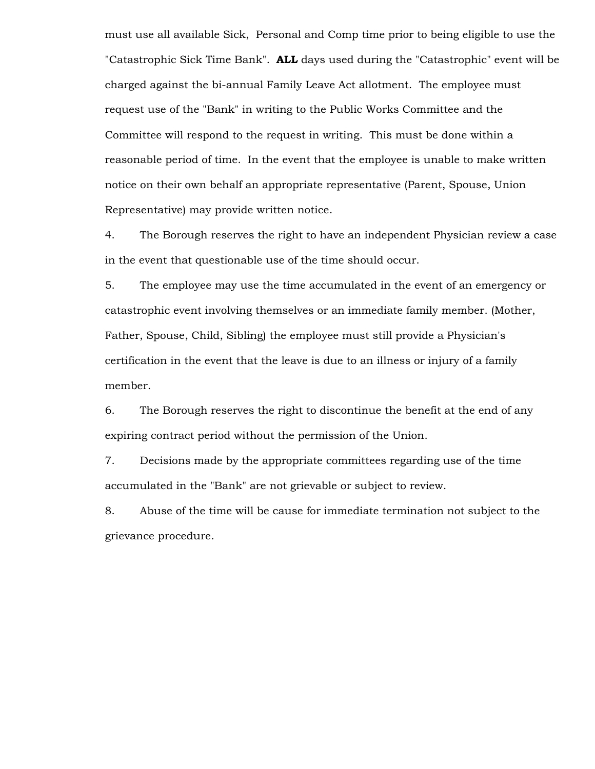must use all available Sick, Personal and Comp time prior to being eligible to use the "Catastrophic Sick Time Bank". **ALL** days used during the "Catastrophic" event will be charged against the bi-annual Family Leave Act allotment. The employee must request use of the "Bank" in writing to the Public Works Committee and the Committee will respond to the request in writing. This must be done within a reasonable period of time. In the event that the employee is unable to make written notice on their own behalf an appropriate representative (Parent, Spouse, Union Representative) may provide written notice.

4. The Borough reserves the right to have an independent Physician review a case in the event that questionable use of the time should occur.

5. The employee may use the time accumulated in the event of an emergency or catastrophic event involving themselves or an immediate family member. (Mother, Father, Spouse, Child, Sibling) the employee must still provide a Physician's certification in the event that the leave is due to an illness or injury of a family member.

6. The Borough reserves the right to discontinue the benefit at the end of any expiring contract period without the permission of the Union.

7. Decisions made by the appropriate committees regarding use of the time accumulated in the "Bank" are not grievable or subject to review.

8. Abuse of the time will be cause for immediate termination not subject to the grievance procedure.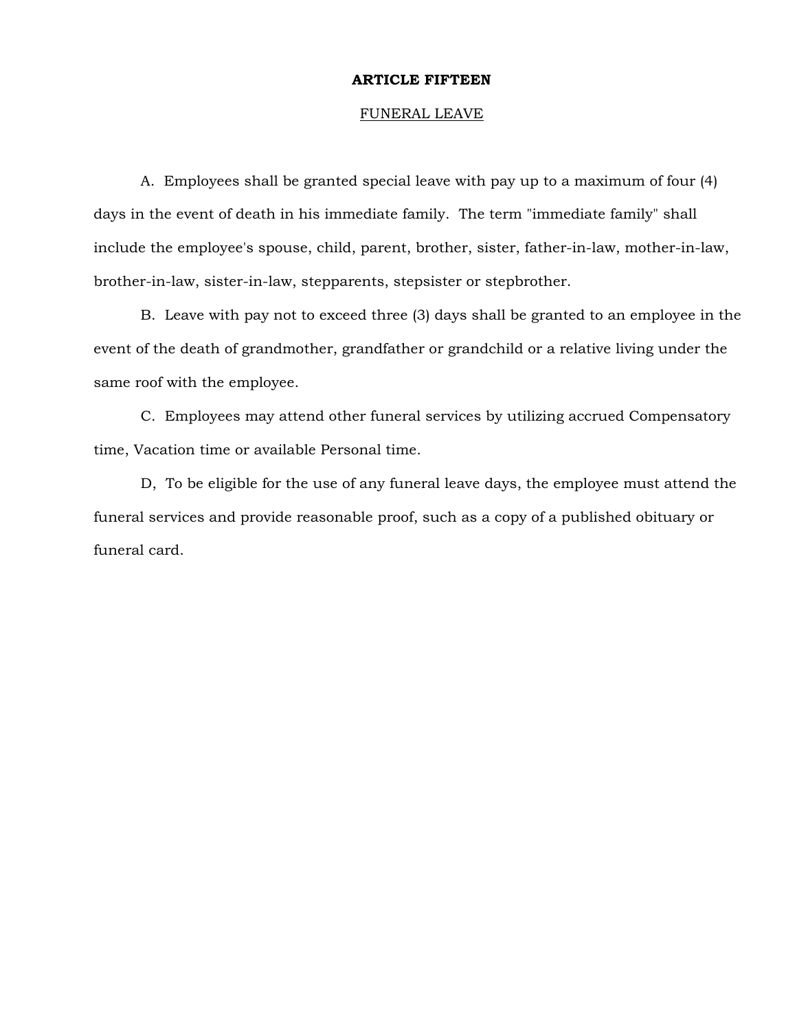# ARTICLE FIFTEEN

## FUNERAL LEAVE

A. Employees shall be granted special leave with pay up to a maximum of four (4) days in the event of death in his immediate family. The term "immediate family" shall include the employee's spouse, child, parent, brother, sister, father-in-law, mother-in-law, brother-in-law, sister-in-law, stepparents, stepsister or stepbrother.

B. Leave with pay not to exceed three (3) days shall be granted to an employee in the event of the death of grandmother, grandfather or grandchild or a relative living under the same roof with the employee.

C. Employees may attend other funeral services by utilizing accrued Compensatory time, Vacation time or available Personal time.

D, To be eligible for the use of any funeral leave days, the employee must attend the funeral services and provide reasonable proof, such as a copy of a published obituary or funeral card.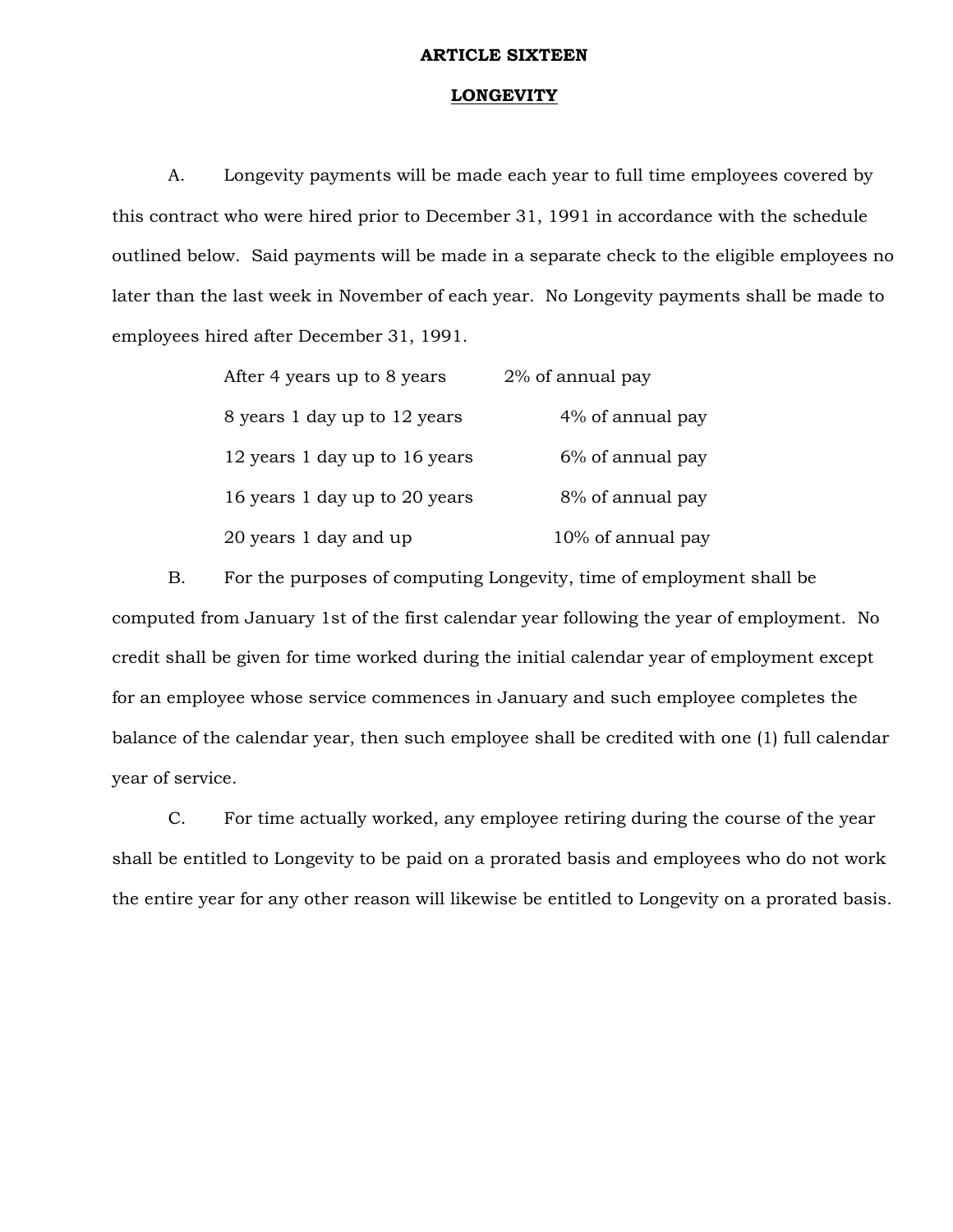# ARTICLE SIXTEEN

## LONGEVITY

A. Longevity payments will be made each year to full time employees covered by this contract who were hired prior to December 31, 1991 in accordance with the schedule outlined below. Said payments will be made in a separate check to the eligible employees no later than the last week in November of each year. No Longevity payments shall be made to employees hired after December 31, 1991.

| | |
|---|---|
| After 4 years up to 8 years | 2% of annual pay |
| 8 years 1 day up to 12 years | 4% of annual pay |
| 12 years 1 day up to 16 years | 6% of annual pay |
| 16 years 1 day up to 20 years | 8% of annual pay |
| 20 years 1 day and up | 10% of annual pay |

B. For the purposes of computing Longevity, time of employment shall be computed from January 1st of the first calendar year following the year of employment. No credit shall be given for time worked during the initial calendar year of employment except for an employee whose service commences in January and such employee completes the balance of the calendar year, then such employee shall be credited with one (1) full calendar year of service.

C. For time actually worked, any employee retiring during the course of the year shall be entitled to Longevity to be paid on a prorated basis and employees who do not work the entire year for any other reason will likewise be entitled to Longevity on a prorated basis.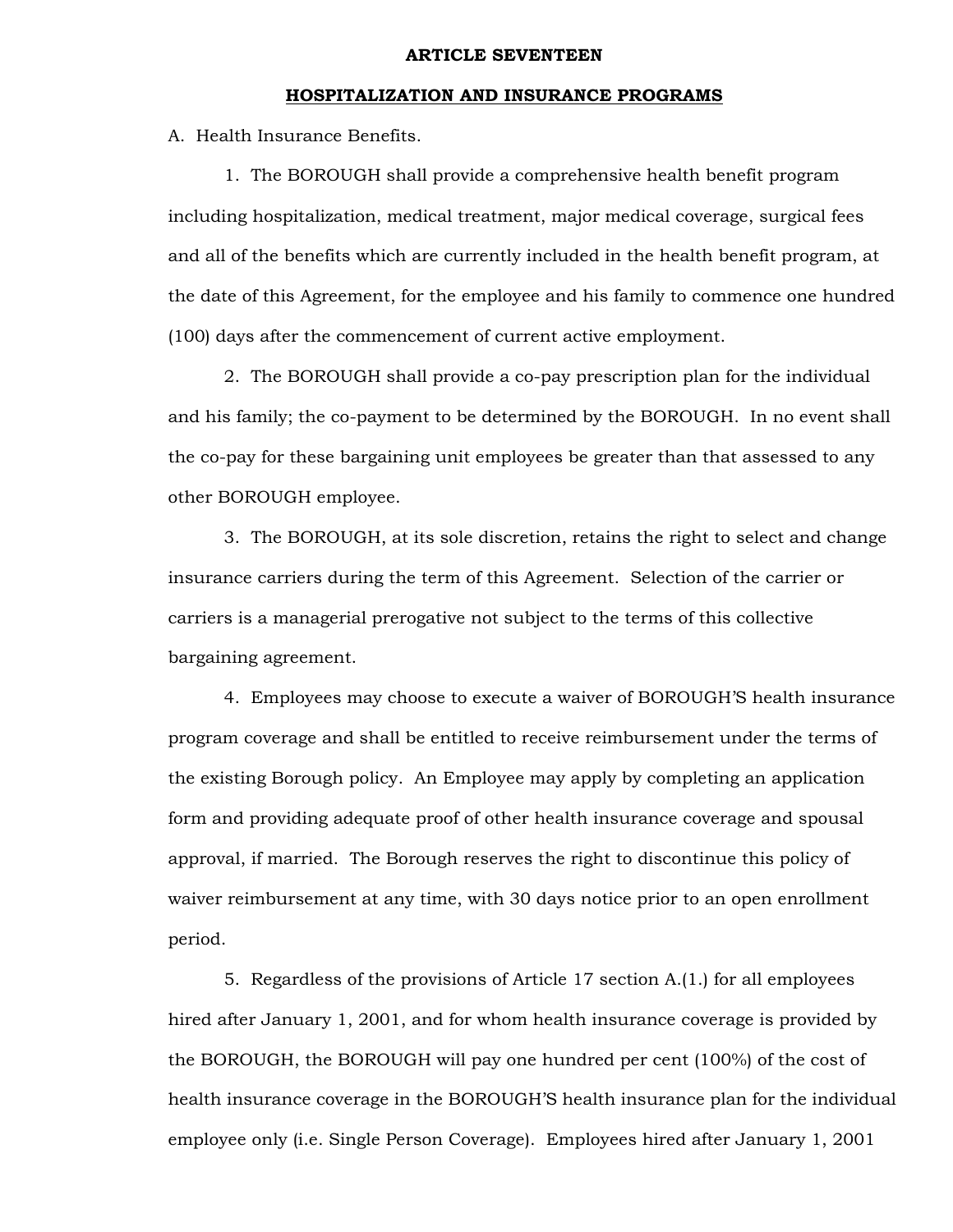## ARTICLE SEVENTEEN

## HOSPITALIZATION AND INSURANCE PROGRAMS

A. Health Insurance Benefits.

1. The BOROUGH shall provide a comprehensive health benefit program including hospitalization, medical treatment, major medical coverage, surgical fees and all of the benefits which are currently included in the health benefit program, at the date of this Agreement, for the employee and his family to commence one hundred (100) days after the commencement of current active employment.

2. The BOROUGH shall provide a co-pay prescription plan for the individual and his family; the co-payment to be determined by the BOROUGH. In no event shall the co-pay for these bargaining unit employees be greater than that assessed to any other BOROUGH employee.

3. The BOROUGH, at its sole discretion, retains the right to select and change insurance carriers during the term of this Agreement. Selection of the carrier or carriers is a managerial prerogative not subject to the terms of this collective bargaining agreement.

4. Employees may choose to execute a waiver of BOROUGH'S health insurance program coverage and shall be entitled to receive reimbursement under the terms of the existing Borough policy. An Employee may apply by completing an application form and providing adequate proof of other health insurance coverage and spousal approval, if married. The Borough reserves the right to discontinue this policy of waiver reimbursement at any time, with 30 days notice prior to an open enrollment period.

5. Regardless of the provisions of Article 17 section A.(1.) for all employees hired after January 1, 2001, and for whom health insurance coverage is provided by the BOROUGH, the BOROUGH will pay one hundred per cent (100%) of the cost of health insurance coverage in the BOROUGH'S health insurance plan for the individual employee only (i.e. Single Person Coverage). Employees hired after January 1, 2001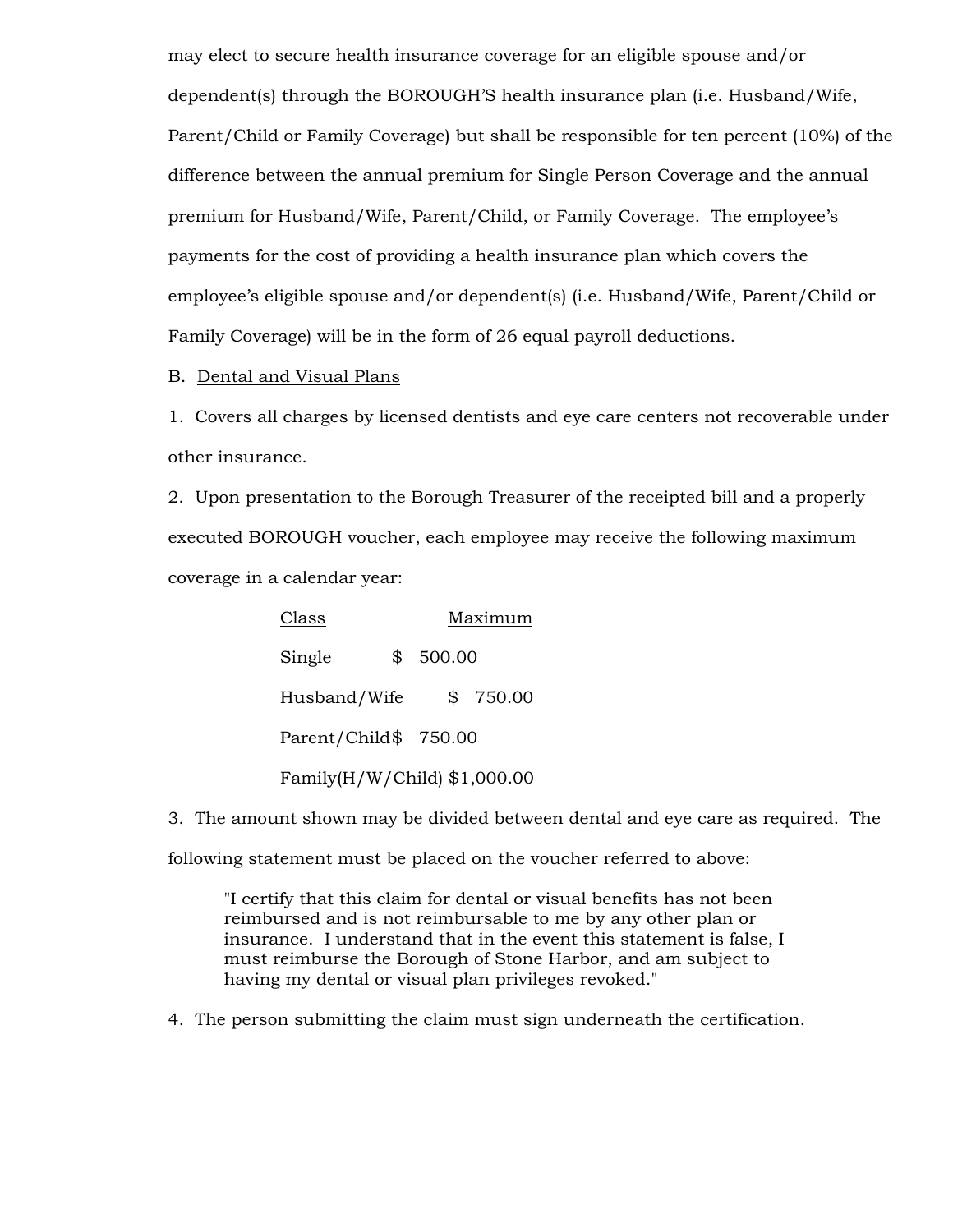may elect to secure health insurance coverage for an eligible spouse and/or dependent(s) through the BOROUGH'S health insurance plan (i.e. Husband/Wife, Parent/Child or Family Coverage) but shall be responsible for ten percent (10%) of the difference between the annual premium for Single Person Coverage and the annual premium for Husband/Wife, Parent/Child, or Family Coverage. The employee's payments for the cost of providing a health insurance plan which covers the employee's eligible spouse and/or dependent(s) (i.e. Husband/Wife, Parent/Child or Family Coverage) will be in the form of 26 equal payroll deductions.

B. <u>Dental and Visual Plans</u>

1. Covers all charges by licensed dentists and eye care centers not recoverable under other insurance.

2. Upon presentation to the Borough Treasurer of the receipted bill and a properly executed BOROUGH voucher, each employee may receive the following maximum coverage in a calendar year:

| Class | Maximum |
|---|---|
| Single | $ 500.00 |
| Husband/Wife | $ 750.00 |
| Parent/Child | $ 750.00 |
| Family(H/W/Child) | $1,000.00 |

3. The amount shown may be divided between dental and eye care as required. The following statement must be placed on the voucher referred to above:

> "I certify that this claim for dental or visual benefits has not been reimbursed and is not reimbursable to me by any other plan or insurance. I understand that in the event this statement is false, I must reimburse the Borough of Stone Harbor, and am subject to having my dental or visual plan privileges revoked."

4. The person submitting the claim must sign underneath the certification.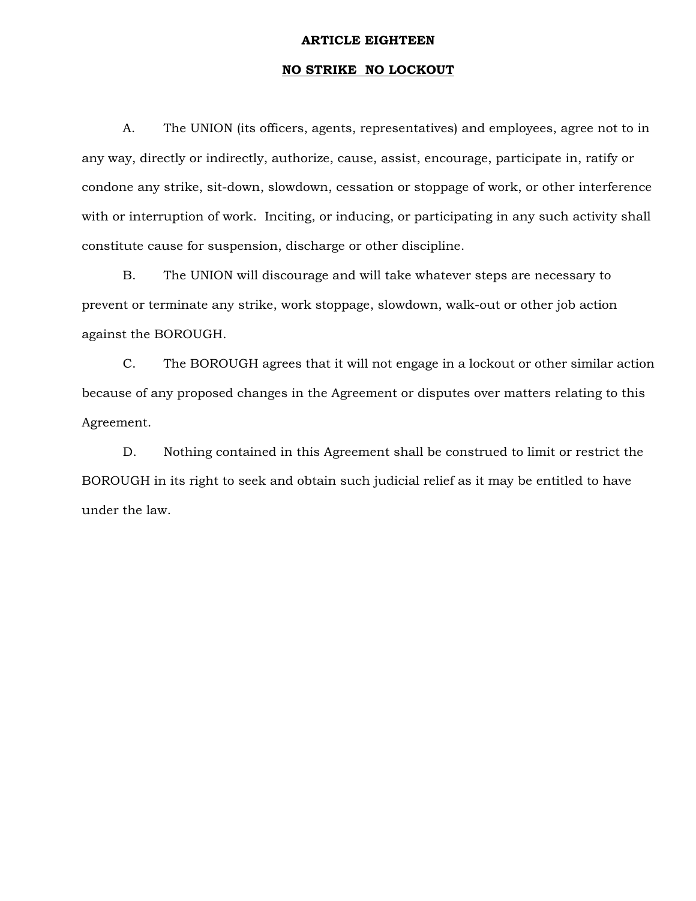## ARTICLE EIGHTEEN

## NO STRIKE NO LOCKOUT

A. The UNION (its officers, agents, representatives) and employees, agree not to in any way, directly or indirectly, authorize, cause, assist, encourage, participate in, ratify or condone any strike, sit-down, slowdown, cessation or stoppage of work, or other interference with or interruption of work. Inciting, or inducing, or participating in any such activity shall constitute cause for suspension, discharge or other discipline.

B. The UNION will discourage and will take whatever steps are necessary to prevent or terminate any strike, work stoppage, slowdown, walk-out or other job action against the BOROUGH.

C. The BOROUGH agrees that it will not engage in a lockout or other similar action because of any proposed changes in the Agreement or disputes over matters relating to this Agreement.

D. Nothing contained in this Agreement shall be construed to limit or restrict the BOROUGH in its right to seek and obtain such judicial relief as it may be entitled to have under the law.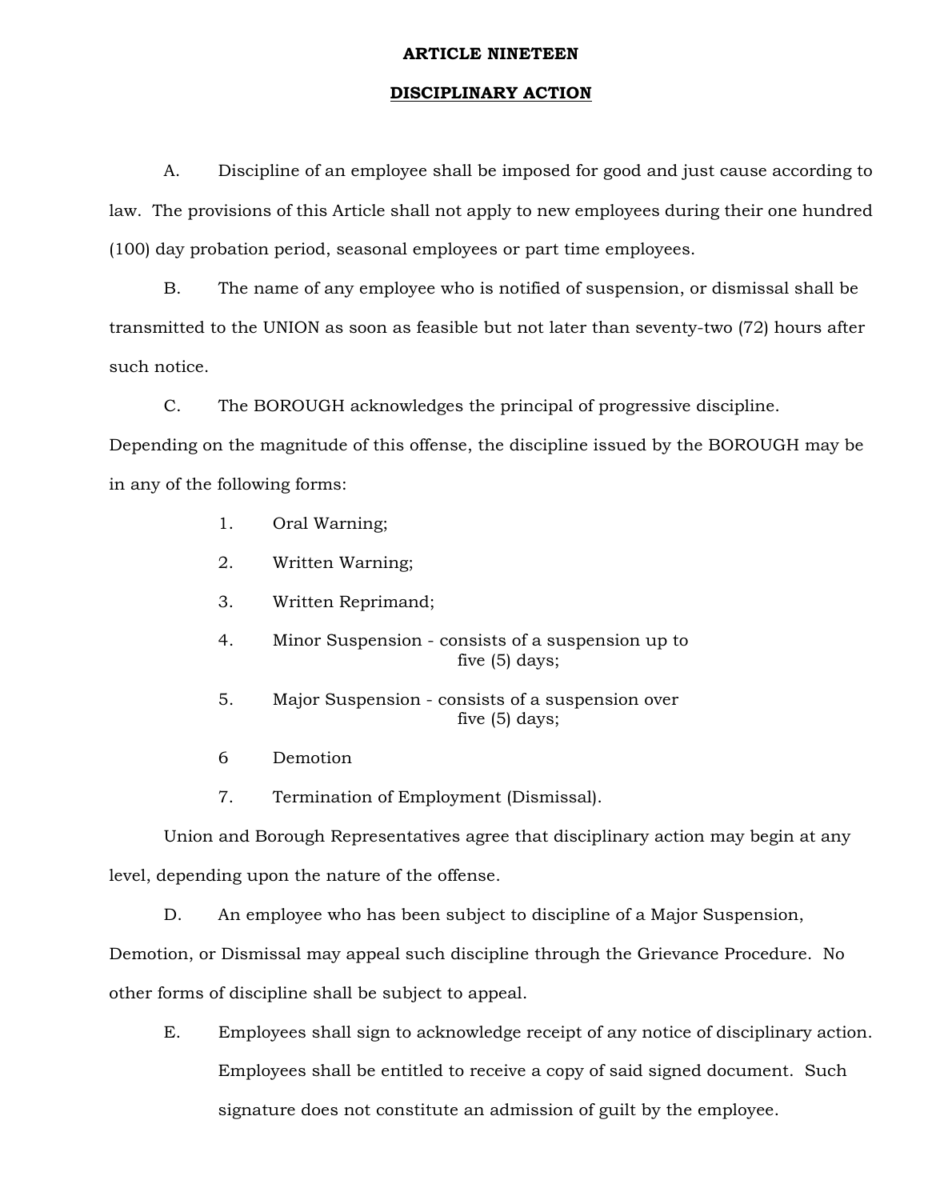# ARTICLE NINETEEN

## DISCIPLINARY ACTION

A. Discipline of an employee shall be imposed for good and just cause according to law. The provisions of this Article shall not apply to new employees during their one hundred (100) day probation period, seasonal employees or part time employees.

B. The name of any employee who is notified of suspension, or dismissal shall be transmitted to the UNION as soon as feasible but not later than seventy-two (72) hours after such notice.

C. The BOROUGH acknowledges the principal of progressive discipline. Depending on the magnitude of this offense, the discipline issued by the BOROUGH may be in any of the following forms:

1. Oral Warning;
2. Written Warning;
3. Written Reprimand;
4. Minor Suspension - consists of a suspension up to five (5) days;
5. Major Suspension - consists of a suspension over five (5) days;
6. Demotion
7. Termination of Employment (Dismissal).

Union and Borough Representatives agree that disciplinary action may begin at any level, depending upon the nature of the offense.

D. An employee who has been subject to discipline of a Major Suspension, Demotion, or Dismissal may appeal such discipline through the Grievance Procedure. No other forms of discipline shall be subject to appeal.

E. Employees shall sign to acknowledge receipt of any notice of disciplinary action. Employees shall be entitled to receive a copy of said signed document. Such signature does not constitute an admission of guilt by the employee.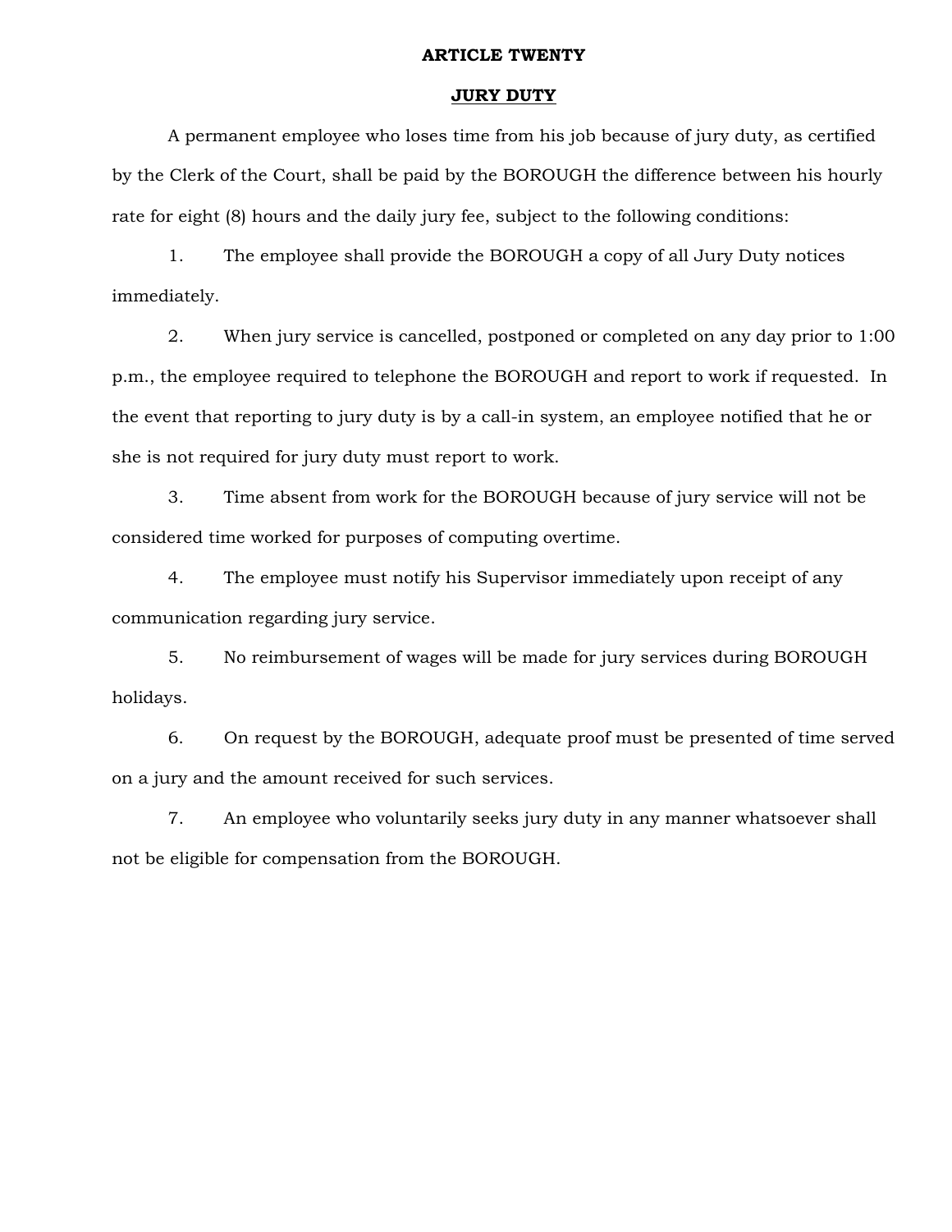# ARTICLE TWENTY

## JURY DUTY

A permanent employee who loses time from his job because of jury duty, as certified by the Clerk of the Court, shall be paid by the BOROUGH the difference between his hourly rate for eight (8) hours and the daily jury fee, subject to the following conditions:

1. The employee shall provide the BOROUGH a copy of all Jury Duty notices immediately.

2. When jury service is cancelled, postponed or completed on any day prior to 1:00 p.m., the employee required to telephone the BOROUGH and report to work if requested. In the event that reporting to jury duty is by a call-in system, an employee notified that he or she is not required for jury duty must report to work.

3. Time absent from work for the BOROUGH because of jury service will not be considered time worked for purposes of computing overtime.

4. The employee must notify his Supervisor immediately upon receipt of any communication regarding jury service.

5. No reimbursement of wages will be made for jury services during BOROUGH holidays.

6. On request by the BOROUGH, adequate proof must be presented of time served on a jury and the amount received for such services.

7. An employee who voluntarily seeks jury duty in any manner whatsoever shall not be eligible for compensation from the BOROUGH.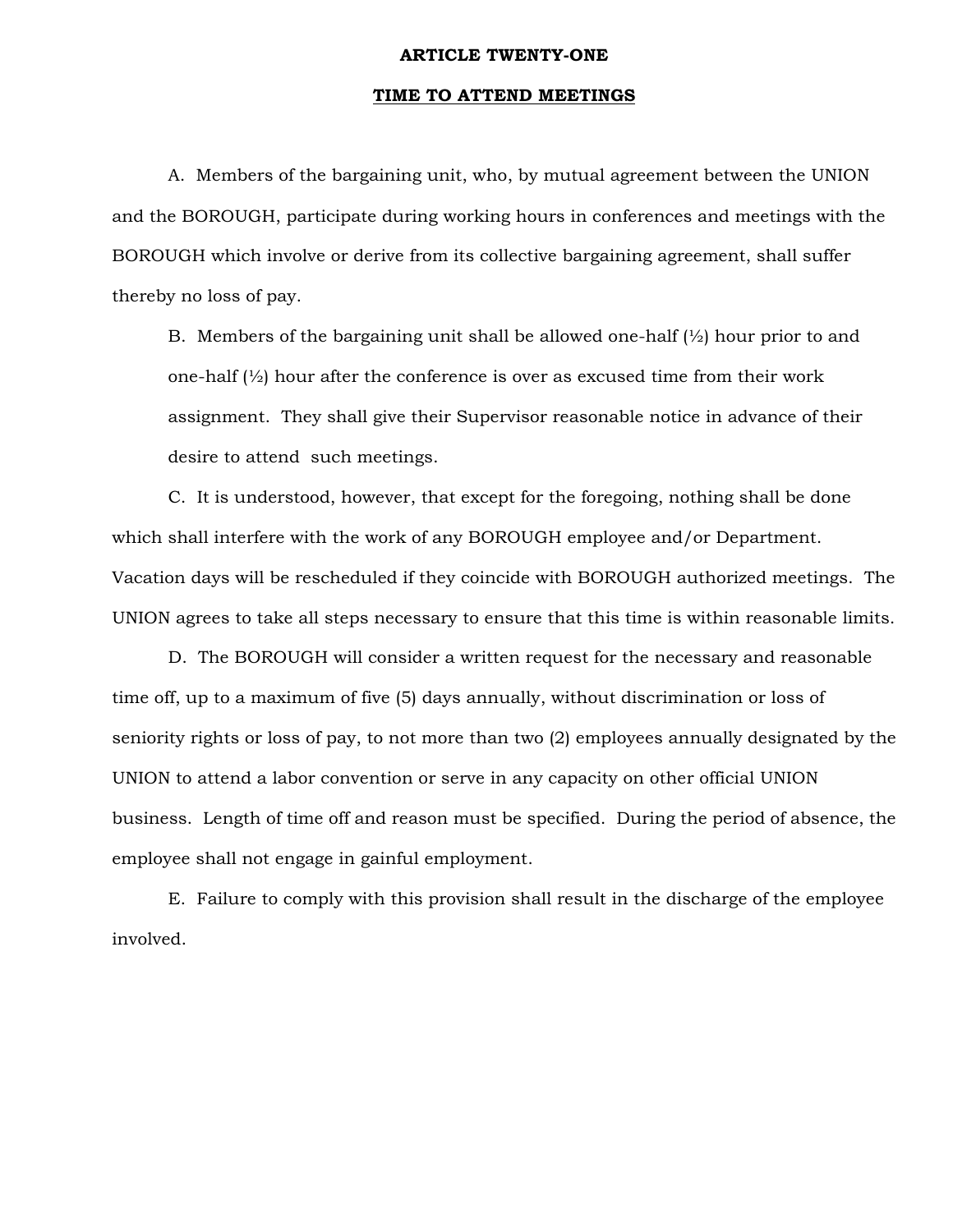## ARTICLE TWENTY-ONE

## TIME TO ATTEND MEETINGS

A. Members of the bargaining unit, who, by mutual agreement between the UNION and the BOROUGH, participate during working hours in conferences and meetings with the BOROUGH which involve or derive from its collective bargaining agreement, shall suffer thereby no loss of pay.

B. Members of the bargaining unit shall be allowed one-half (½) hour prior to and one-half (½) hour after the conference is over as excused time from their work assignment. They shall give their Supervisor reasonable notice in advance of their desire to attend such meetings.

C. It is understood, however, that except for the foregoing, nothing shall be done which shall interfere with the work of any BOROUGH employee and/or Department. Vacation days will be rescheduled if they coincide with BOROUGH authorized meetings. The UNION agrees to take all steps necessary to ensure that this time is within reasonable limits.

D. The BOROUGH will consider a written request for the necessary and reasonable time off, up to a maximum of five (5) days annually, without discrimination or loss of seniority rights or loss of pay, to not more than two (2) employees annually designated by the UNION to attend a labor convention or serve in any capacity on other official UNION business. Length of time off and reason must be specified. During the period of absence, the employee shall not engage in gainful employment.

E. Failure to comply with this provision shall result in the discharge of the employee involved.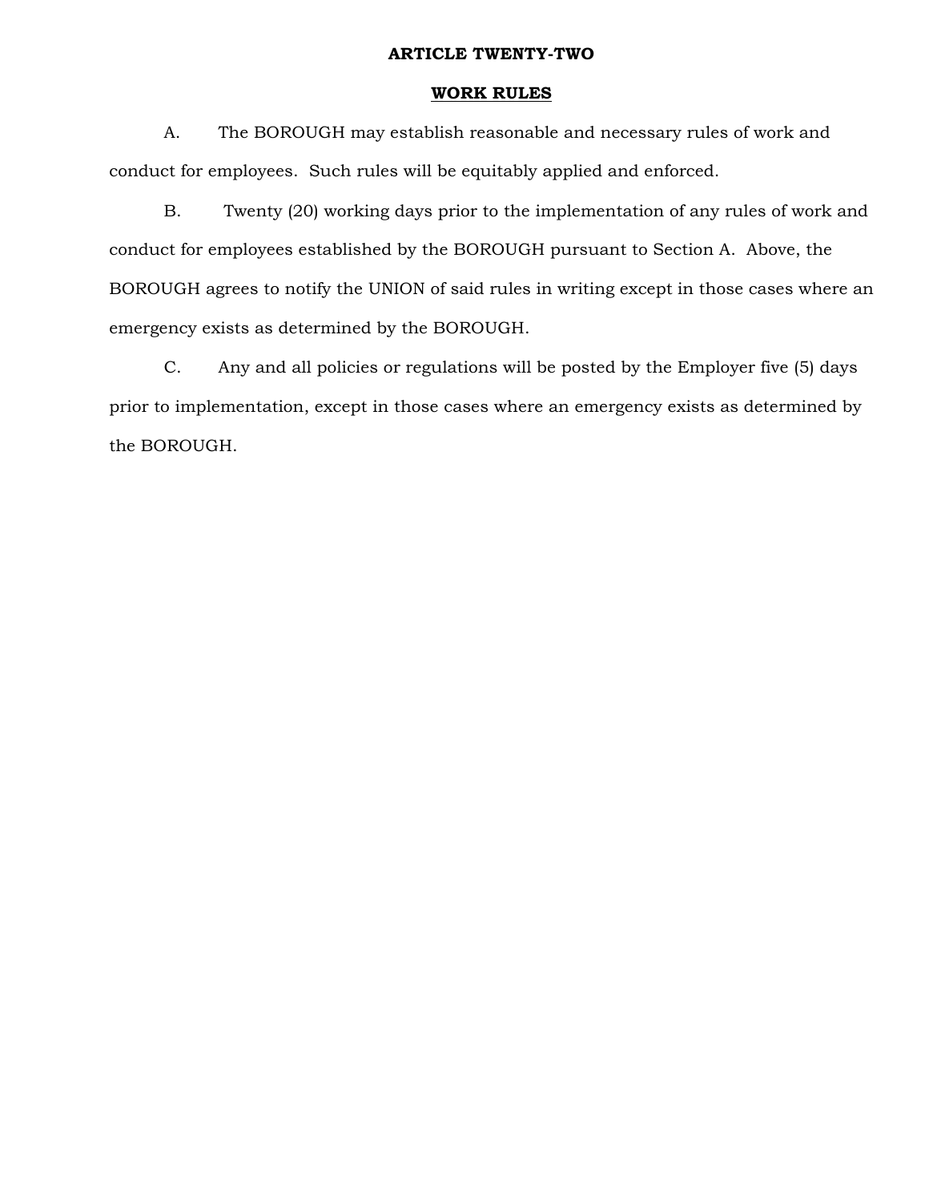## ARTICLE TWENTY-TWO

## WORK RULES

A. The BOROUGH may establish reasonable and necessary rules of work and conduct for employees. Such rules will be equitably applied and enforced.

B. Twenty (20) working days prior to the implementation of any rules of work and conduct for employees established by the BOROUGH pursuant to Section A. Above, the BOROUGH agrees to notify the UNION of said rules in writing except in those cases where an emergency exists as determined by the BOROUGH.

C. Any and all policies or regulations will be posted by the Employer five (5) days prior to implementation, except in those cases where an emergency exists as determined by the BOROUGH.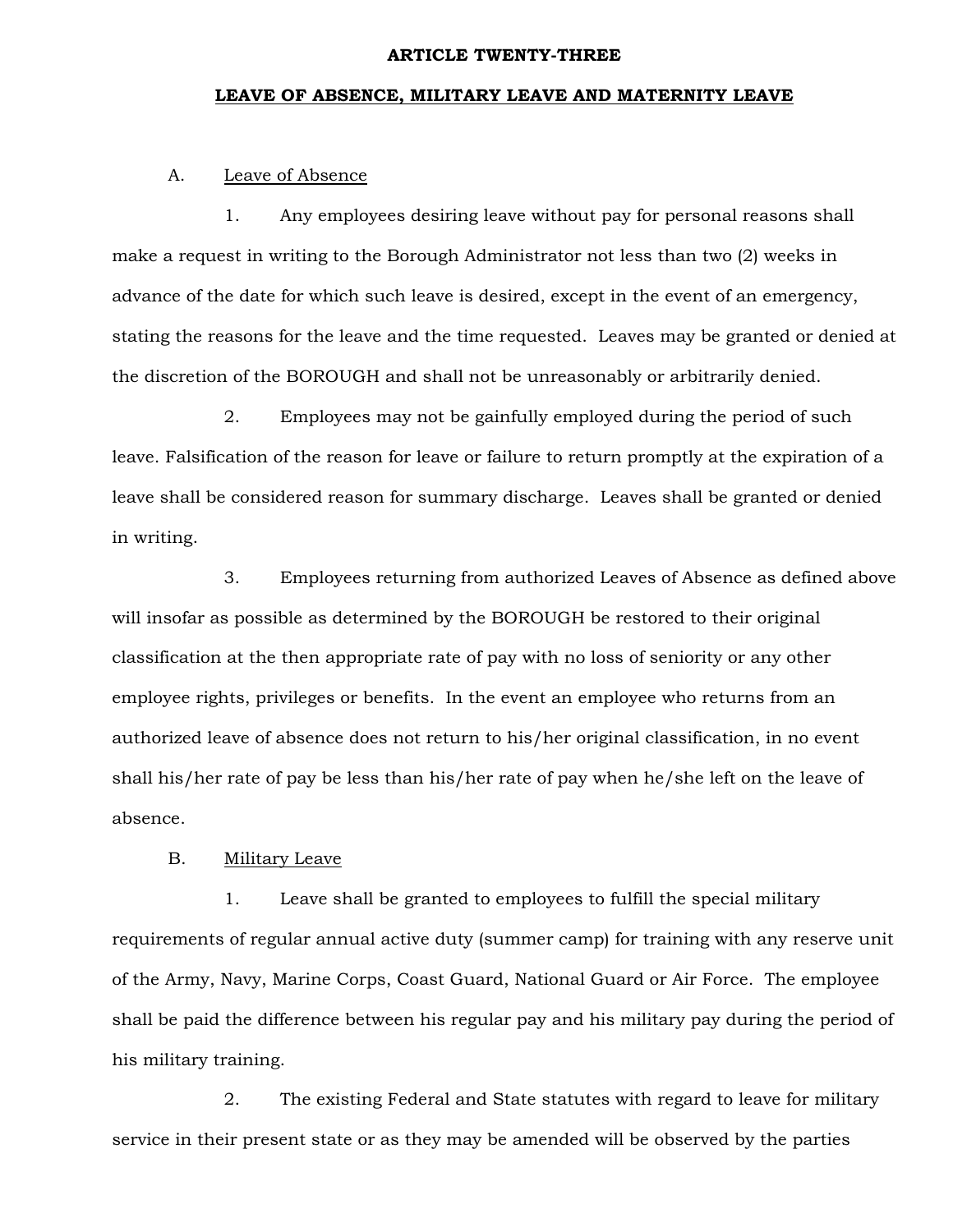# ARTICLE TWENTY-THREE

## LEAVE OF ABSENCE, MILITARY LEAVE AND MATERNITY LEAVE

A. Leave of Absence

1. Any employees desiring leave without pay for personal reasons shall make a request in writing to the Borough Administrator not less than two (2) weeks in advance of the date for which such leave is desired, except in the event of an emergency, stating the reasons for the leave and the time requested. Leaves may be granted or denied at the discretion of the BOROUGH and shall not be unreasonably or arbitrarily denied.

2. Employees may not be gainfully employed during the period of such leave. Falsification of the reason for leave or failure to return promptly at the expiration of a leave shall be considered reason for summary discharge. Leaves shall be granted or denied in writing.

3. Employees returning from authorized Leaves of Absence as defined above will insofar as possible as determined by the BOROUGH be restored to their original classification at the then appropriate rate of pay with no loss of seniority or any other employee rights, privileges or benefits. In the event an employee who returns from an authorized leave of absence does not return to his/her original classification, in no event shall his/her rate of pay be less than his/her rate of pay when he/she left on the leave of absence.

B. Military Leave

1. Leave shall be granted to employees to fulfill the special military requirements of regular annual active duty (summer camp) for training with any reserve unit of the Army, Navy, Marine Corps, Coast Guard, National Guard or Air Force. The employee shall be paid the difference between his regular pay and his military pay during the period of his military training.

2. The existing Federal and State statutes with regard to leave for military service in their present state or as they may be amended will be observed by the parties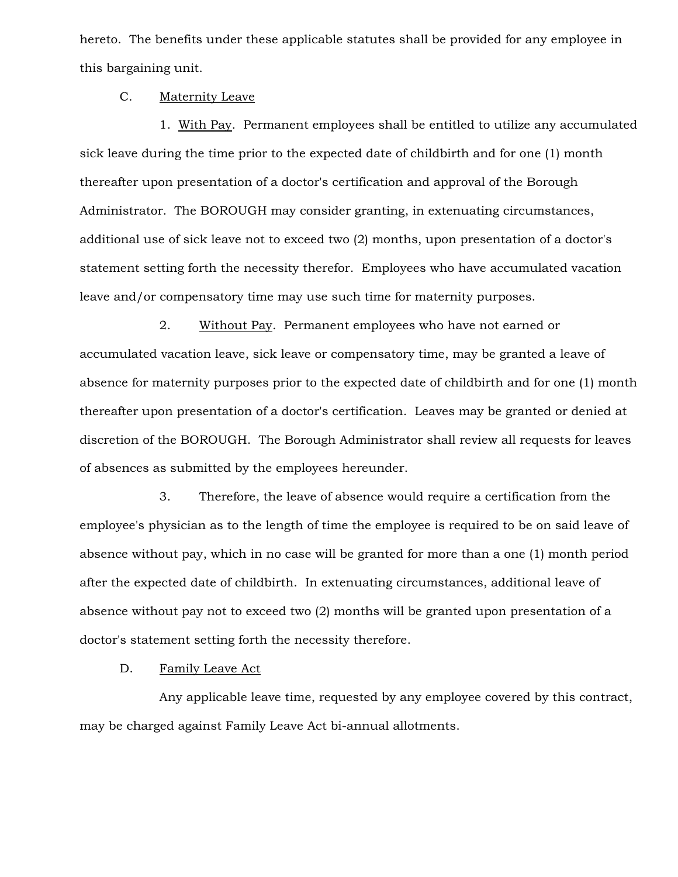hereto. The benefits under these applicable statutes shall be provided for any employee in this bargaining unit.

C. Maternity Leave

1. With Pay. Permanent employees shall be entitled to utilize any accumulated sick leave during the time prior to the expected date of childbirth and for one (1) month thereafter upon presentation of a doctor's certification and approval of the Borough Administrator. The BOROUGH may consider granting, in extenuating circumstances, additional use of sick leave not to exceed two (2) months, upon presentation of a doctor's statement setting forth the necessity therefor. Employees who have accumulated vacation leave and/or compensatory time may use such time for maternity purposes.

2. Without Pay. Permanent employees who have not earned or accumulated vacation leave, sick leave or compensatory time, may be granted a leave of absence for maternity purposes prior to the expected date of childbirth and for one (1) month thereafter upon presentation of a doctor's certification. Leaves may be granted or denied at discretion of the BOROUGH. The Borough Administrator shall review all requests for leaves of absences as submitted by the employees hereunder.

3. Therefore, the leave of absence would require a certification from the employee's physician as to the length of time the employee is required to be on said leave of absence without pay, which in no case will be granted for more than a one (1) month period after the expected date of childbirth. In extenuating circumstances, additional leave of absence without pay not to exceed two (2) months will be granted upon presentation of a doctor's statement setting forth the necessity therefore.

D. Family Leave Act

Any applicable leave time, requested by any employee covered by this contract, may be charged against Family Leave Act bi-annual allotments.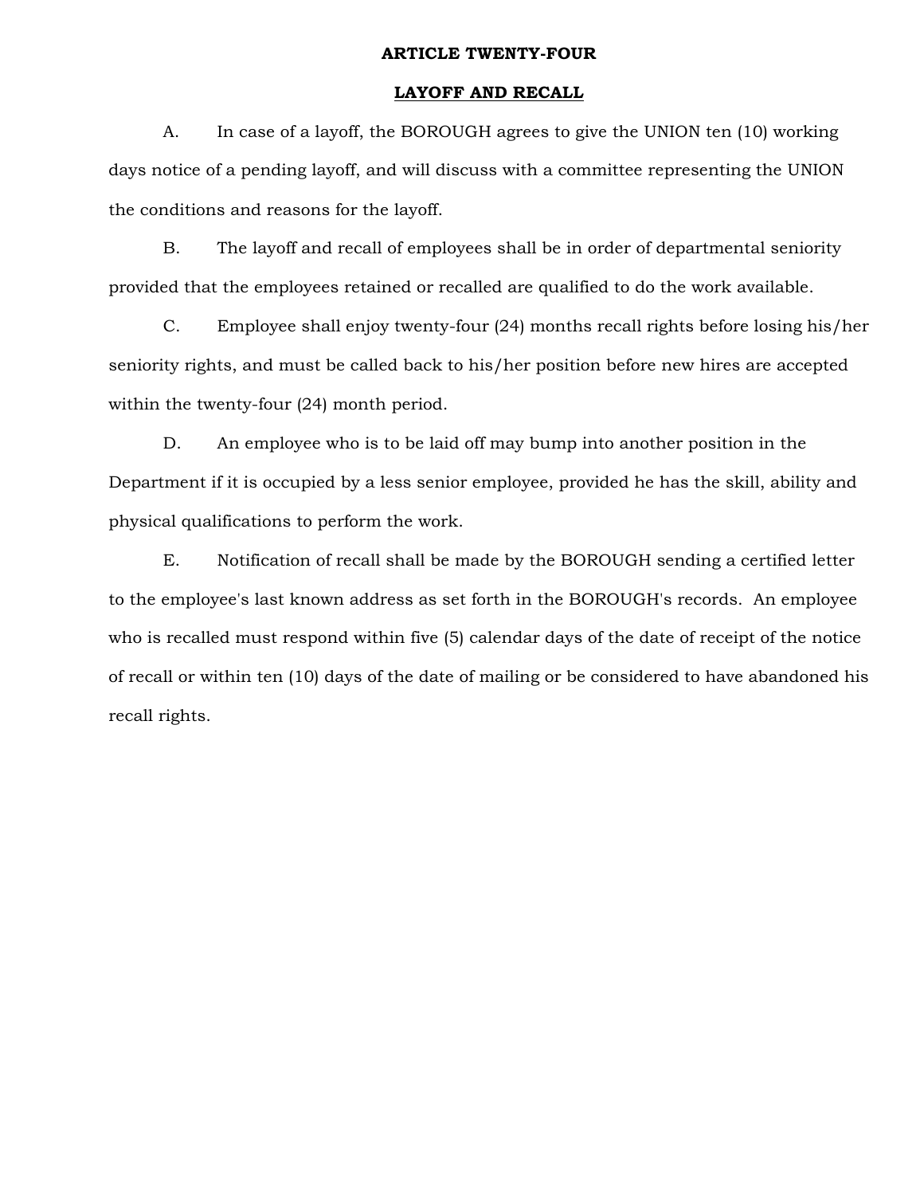# ARTICLE TWENTY-FOUR

## LAYOFF AND RECALL

A. In case of a layoff, the BOROUGH agrees to give the UNION ten (10) working days notice of a pending layoff, and will discuss with a committee representing the UNION the conditions and reasons for the layoff.

B. The layoff and recall of employees shall be in order of departmental seniority provided that the employees retained or recalled are qualified to do the work available.

C. Employee shall enjoy twenty-four (24) months recall rights before losing his/her seniority rights, and must be called back to his/her position before new hires are accepted within the twenty-four (24) month period.

D. An employee who is to be laid off may bump into another position in the Department if it is occupied by a less senior employee, provided he has the skill, ability and physical qualifications to perform the work.

E. Notification of recall shall be made by the BOROUGH sending a certified letter to the employee's last known address as set forth in the BOROUGH's records. An employee who is recalled must respond within five (5) calendar days of the date of receipt of the notice of recall or within ten (10) days of the date of mailing or be considered to have abandoned his recall rights.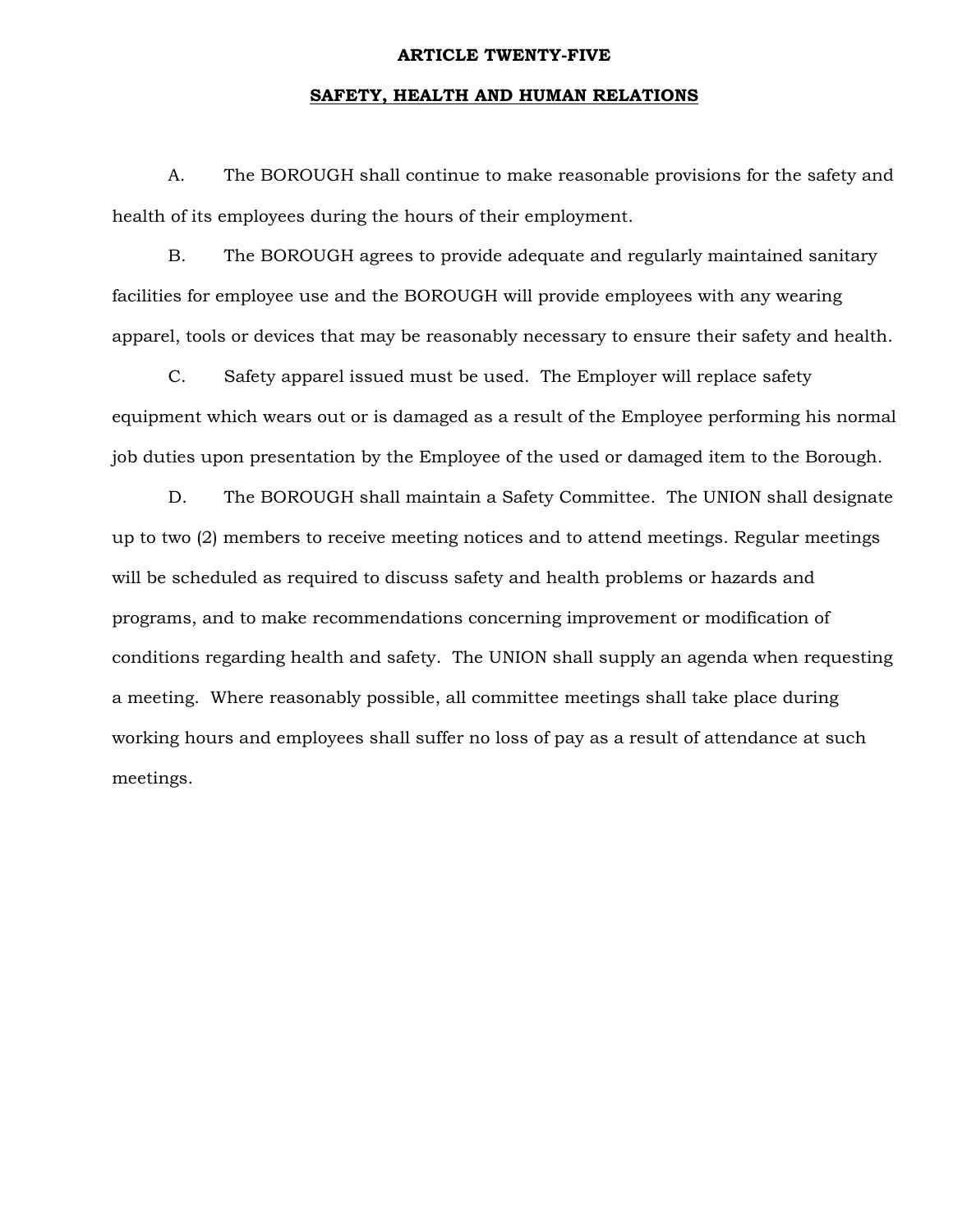# ARTICLE TWENTY-FIVE

## SAFETY, HEALTH AND HUMAN RELATIONS

A. The BOROUGH shall continue to make reasonable provisions for the safety and health of its employees during the hours of their employment.

B. The BOROUGH agrees to provide adequate and regularly maintained sanitary facilities for employee use and the BOROUGH will provide employees with any wearing apparel, tools or devices that may be reasonably necessary to ensure their safety and health.

C. Safety apparel issued must be used. The Employer will replace safety equipment which wears out or is damaged as a result of the Employee performing his normal job duties upon presentation by the Employee of the used or damaged item to the Borough.

D. The BOROUGH shall maintain a Safety Committee. The UNION shall designate up to two (2) members to receive meeting notices and to attend meetings. Regular meetings will be scheduled as required to discuss safety and health problems or hazards and programs, and to make recommendations concerning improvement or modification of conditions regarding health and safety. The UNION shall supply an agenda when requesting a meeting. Where reasonably possible, all committee meetings shall take place during working hours and employees shall suffer no loss of pay as a result of attendance at such meetings.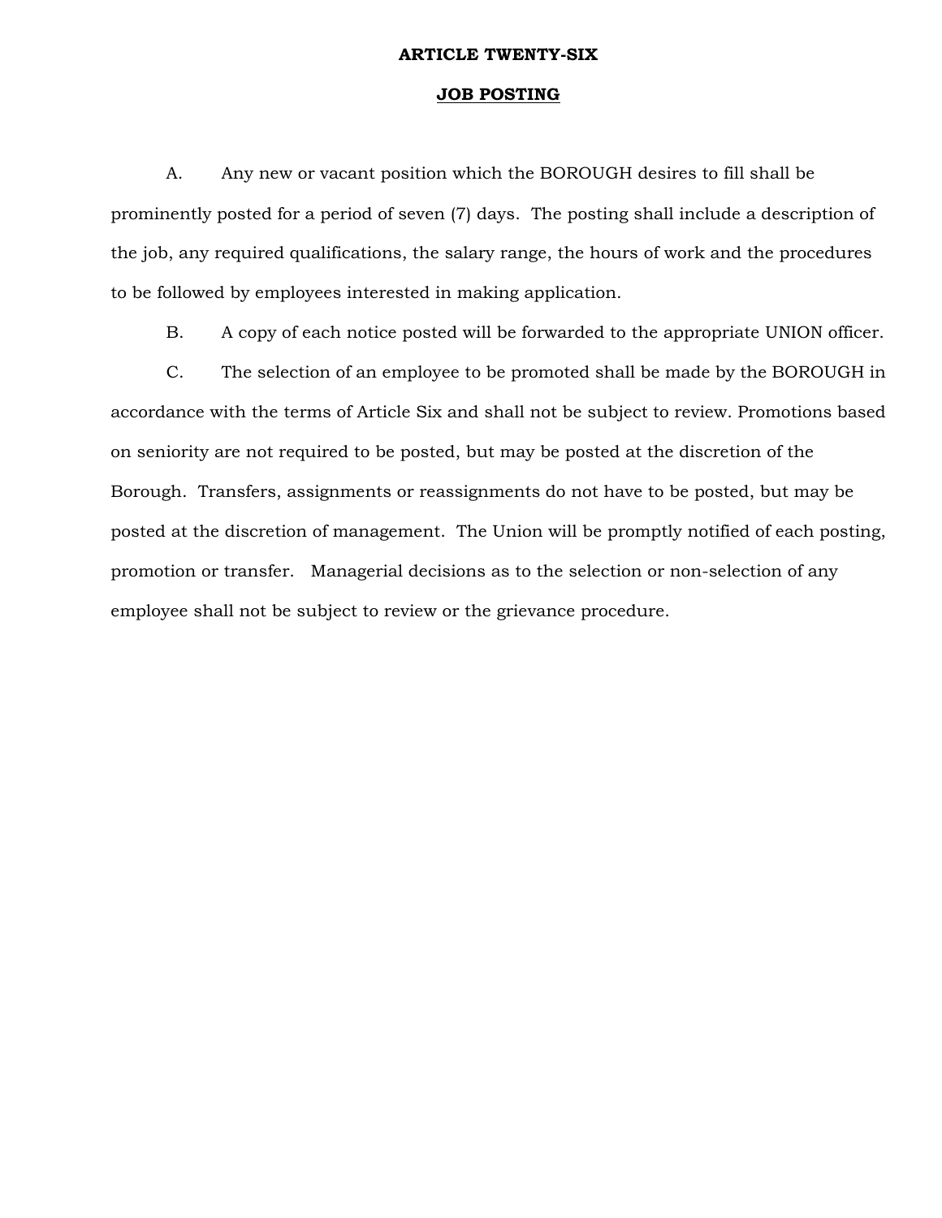# ARTICLE TWENTY-SIX

## JOB POSTING

A. Any new or vacant position which the BOROUGH desires to fill shall be prominently posted for a period of seven (7) days. The posting shall include a description of the job, any required qualifications, the salary range, the hours of work and the procedures to be followed by employees interested in making application.

B. A copy of each notice posted will be forwarded to the appropriate UNION officer.

C. The selection of an employee to be promoted shall be made by the BOROUGH in accordance with the terms of Article Six and shall not be subject to review. Promotions based on seniority are not required to be posted, but may be posted at the discretion of the Borough. Transfers, assignments or reassignments do not have to be posted, but may be posted at the discretion of management. The Union will be promptly notified of each posting, promotion or transfer. Managerial decisions as to the selection or non-selection of any employee shall not be subject to review or the grievance procedure.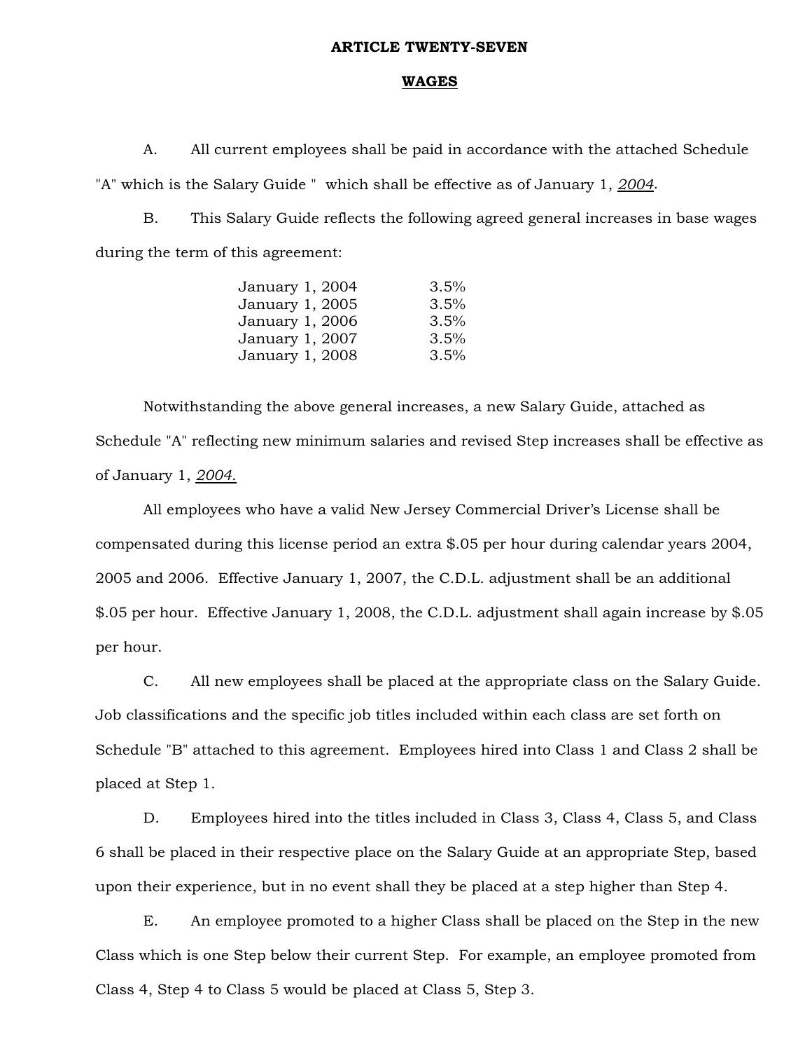# ARTICLE TWENTY-SEVEN

## WAGES

A. All current employees shall be paid in accordance with the attached Schedule "A" which is the Salary Guide " which shall be effective as of January 1, *2004*.

B. This Salary Guide reflects the following agreed general increases in base wages during the term of this agreement:

| | |
|---|---|
| January 1, 2004 | 3.5% |
| January 1, 2005 | 3.5% |
| January 1, 2006 | 3.5% |
| January 1, 2007 | 3.5% |
| January 1, 2008 | 3.5% |

Notwithstanding the above general increases, a new Salary Guide, attached as Schedule "A" reflecting new minimum salaries and revised Step increases shall be effective as of January 1, *2004.*

All employees who have a valid New Jersey Commercial Driver's License shall be compensated during this license period an extra $.05 per hour during calendar years 2004, 2005 and 2006. Effective January 1, 2007, the C.D.L. adjustment shall be an additional $.05 per hour. Effective January 1, 2008, the C.D.L. adjustment shall again increase by $.05 per hour.

C. All new employees shall be placed at the appropriate class on the Salary Guide. Job classifications and the specific job titles included within each class are set forth on Schedule "B" attached to this agreement. Employees hired into Class 1 and Class 2 shall be placed at Step 1.

D. Employees hired into the titles included in Class 3, Class 4, Class 5, and Class 6 shall be placed in their respective place on the Salary Guide at an appropriate Step, based upon their experience, but in no event shall they be placed at a step higher than Step 4.

E. An employee promoted to a higher Class shall be placed on the Step in the new Class which is one Step below their current Step. For example, an employee promoted from Class 4, Step 4 to Class 5 would be placed at Class 5, Step 3.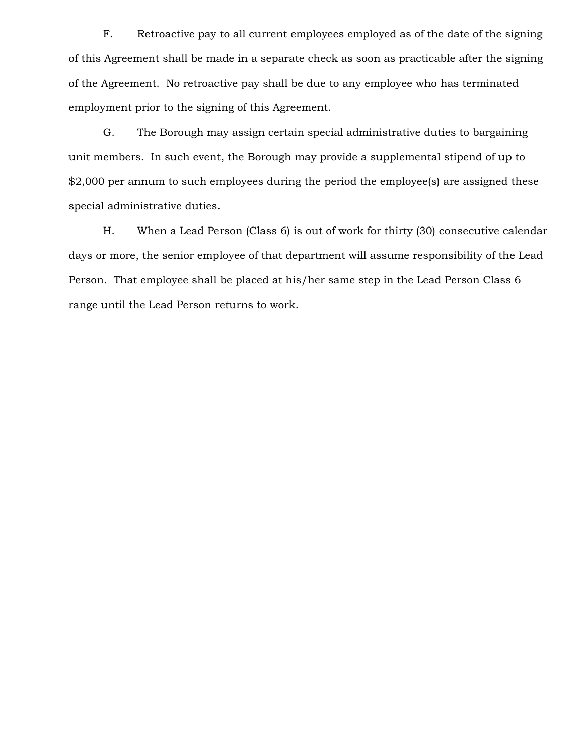F. Retroactive pay to all current employees employed as of the date of the signing of this Agreement shall be made in a separate check as soon as practicable after the signing of the Agreement. No retroactive pay shall be due to any employee who has terminated employment prior to the signing of this Agreement.

G. The Borough may assign certain special administrative duties to bargaining unit members. In such event, the Borough may provide a supplemental stipend of up to $2,000 per annum to such employees during the period the employee(s) are assigned these special administrative duties.

H. When a Lead Person (Class 6) is out of work for thirty (30) consecutive calendar days or more, the senior employee of that department will assume responsibility of the Lead Person. That employee shall be placed at his/her same step in the Lead Person Class 6 range until the Lead Person returns to work.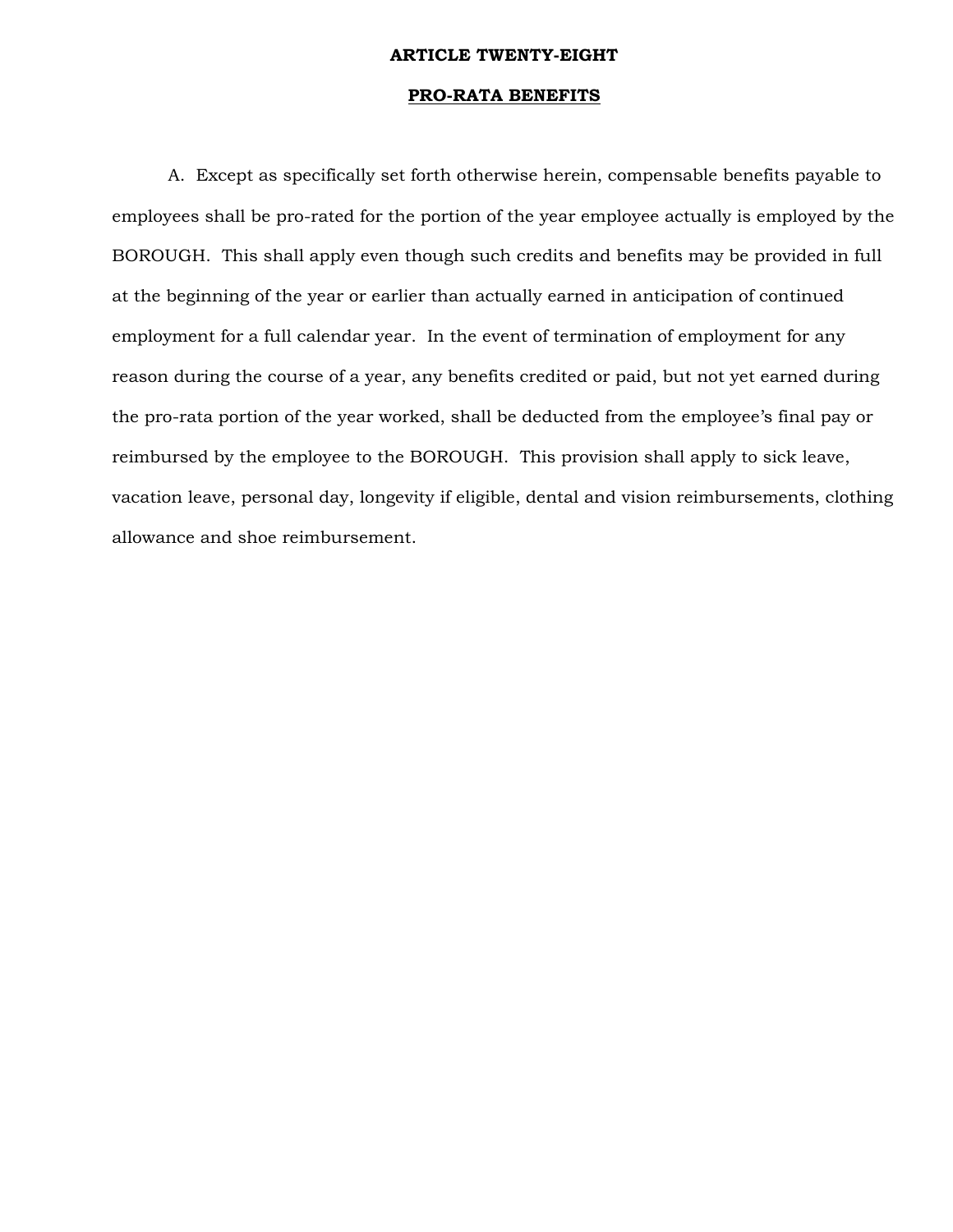**ARTICLE TWENTY-EIGHT**

**PRO-RATA BENEFITS**

A. Except as specifically set forth otherwise herein, compensable benefits payable to employees shall be pro-rated for the portion of the year employee actually is employed by the BOROUGH. This shall apply even though such credits and benefits may be provided in full at the beginning of the year or earlier than actually earned in anticipation of continued employment for a full calendar year. In the event of termination of employment for any reason during the course of a year, any benefits credited or paid, but not yet earned during the pro-rata portion of the year worked, shall be deducted from the employee's final pay or reimbursed by the employee to the BOROUGH. This provision shall apply to sick leave, vacation leave, personal day, longevity if eligible, dental and vision reimbursements, clothing allowance and shoe reimbursement.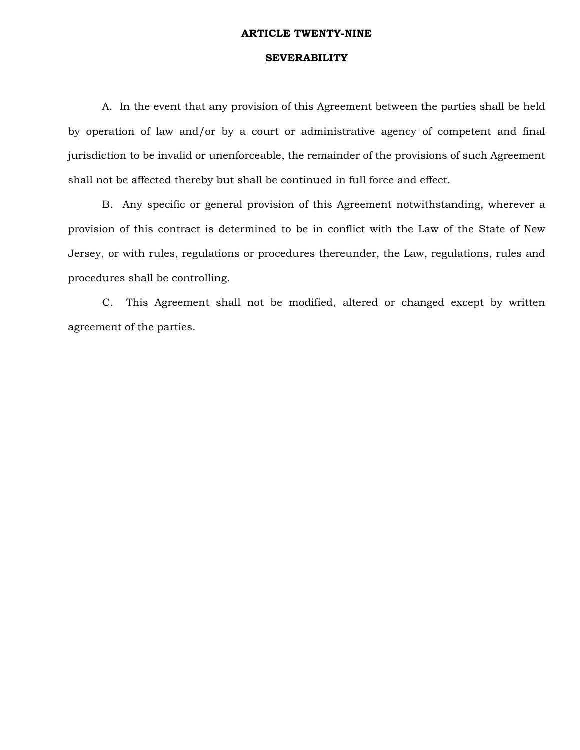# ARTICLE TWENTY-NINE

## SEVERABILITY

A. In the event that any provision of this Agreement between the parties shall be held by operation of law and/or by a court or administrative agency of competent and final jurisdiction to be invalid or unenforceable, the remainder of the provisions of such Agreement shall not be affected thereby but shall be continued in full force and effect.

B. Any specific or general provision of this Agreement notwithstanding, wherever a provision of this contract is determined to be in conflict with the Law of the State of New Jersey, or with rules, regulations or procedures thereunder, the Law, regulations, rules and procedures shall be controlling.

C. This Agreement shall not be modified, altered or changed except by written agreement of the parties.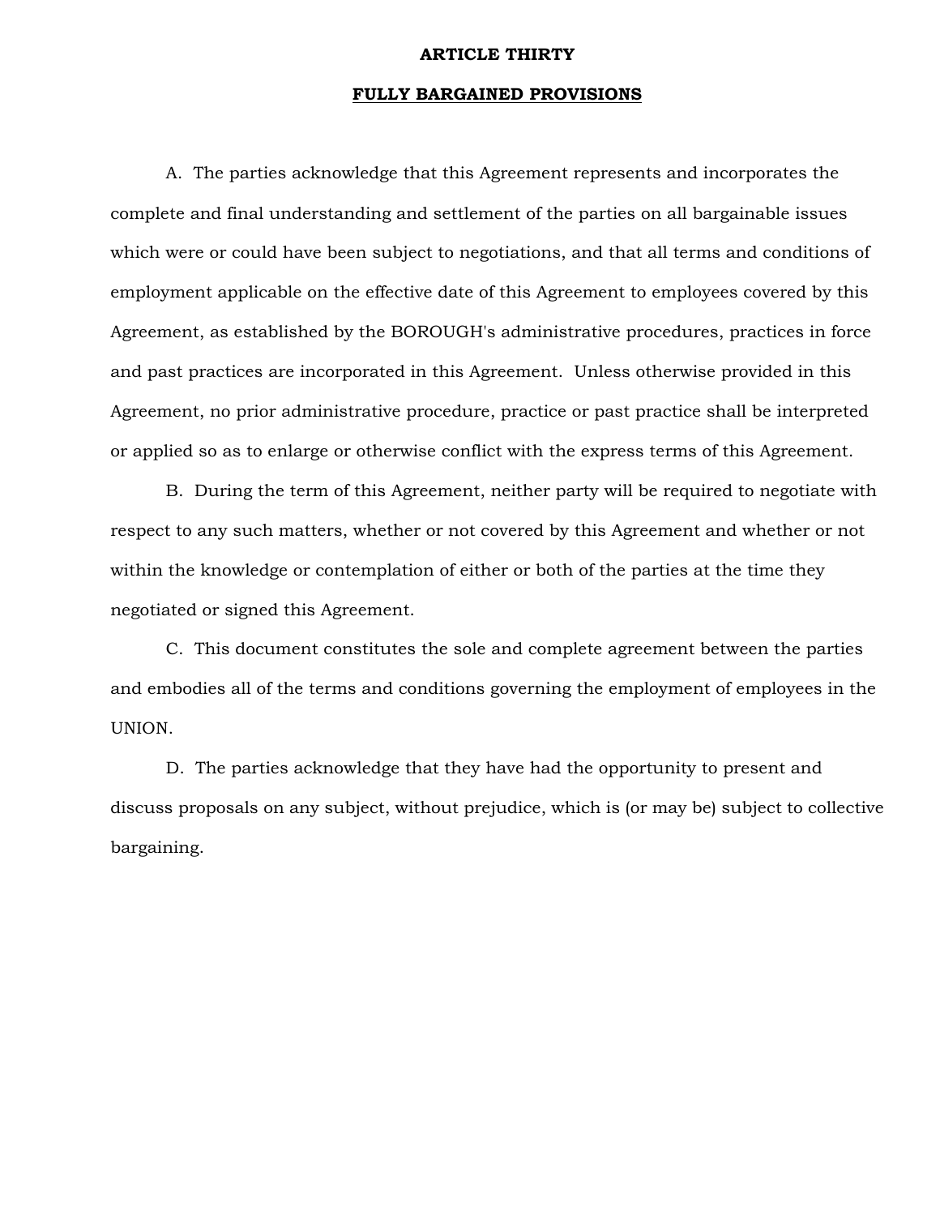# ARTICLE THIRTY

## FULLY BARGAINED PROVISIONS

A. The parties acknowledge that this Agreement represents and incorporates the complete and final understanding and settlement of the parties on all bargainable issues which were or could have been subject to negotiations, and that all terms and conditions of employment applicable on the effective date of this Agreement to employees covered by this Agreement, as established by the BOROUGH's administrative procedures, practices in force and past practices are incorporated in this Agreement. Unless otherwise provided in this Agreement, no prior administrative procedure, practice or past practice shall be interpreted or applied so as to enlarge or otherwise conflict with the express terms of this Agreement.

B. During the term of this Agreement, neither party will be required to negotiate with respect to any such matters, whether or not covered by this Agreement and whether or not within the knowledge or contemplation of either or both of the parties at the time they negotiated or signed this Agreement.

C. This document constitutes the sole and complete agreement between the parties and embodies all of the terms and conditions governing the employment of employees in the UNION.

D. The parties acknowledge that they have had the opportunity to present and discuss proposals on any subject, without prejudice, which is (or may be) subject to collective bargaining.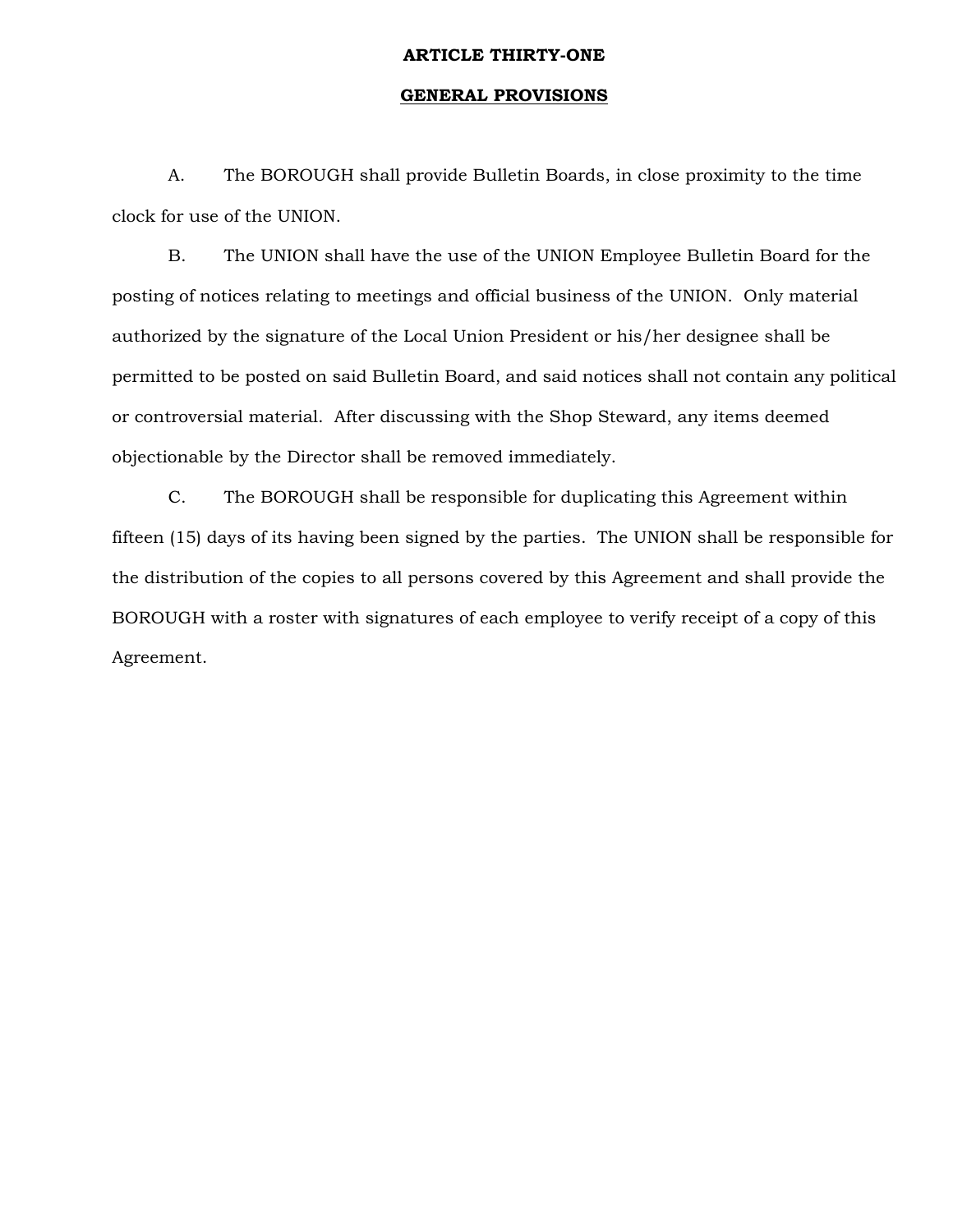# ARTICLE THIRTY-ONE

## GENERAL PROVISIONS

A. The BOROUGH shall provide Bulletin Boards, in close proximity to the time clock for use of the UNION.

B. The UNION shall have the use of the UNION Employee Bulletin Board for the posting of notices relating to meetings and official business of the UNION. Only material authorized by the signature of the Local Union President or his/her designee shall be permitted to be posted on said Bulletin Board, and said notices shall not contain any political or controversial material. After discussing with the Shop Steward, any items deemed objectionable by the Director shall be removed immediately.

C. The BOROUGH shall be responsible for duplicating this Agreement within fifteen (15) days of its having been signed by the parties. The UNION shall be responsible for the distribution of the copies to all persons covered by this Agreement and shall provide the BOROUGH with a roster with signatures of each employee to verify receipt of a copy of this Agreement.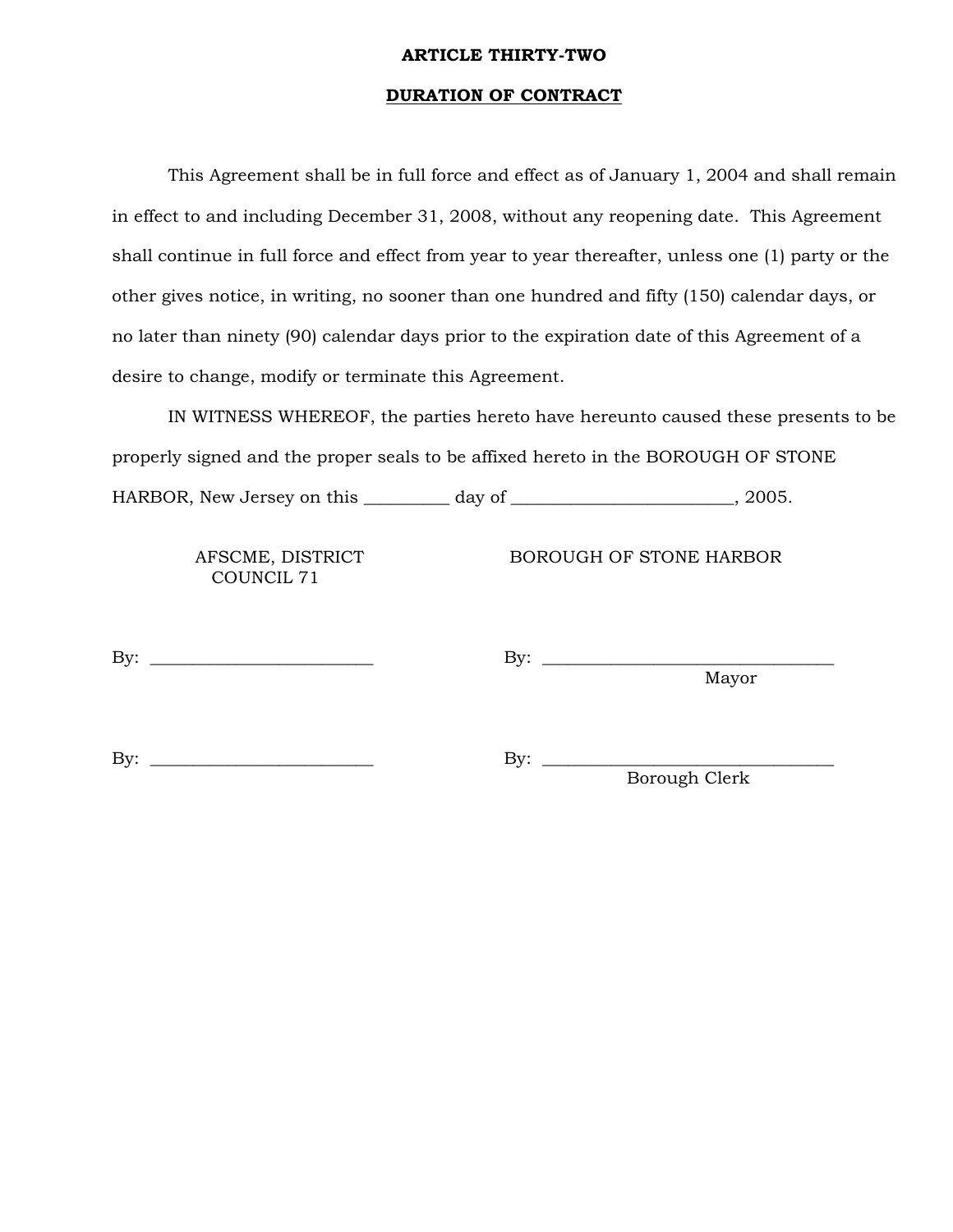## ARTICLE THIRTY-TWO

## DURATION OF CONTRACT

This Agreement shall be in full force and effect as of January 1, 2004 and shall remain in effect to and including December 31, 2008, without any reopening date. This Agreement shall continue in full force and effect from year to year thereafter, unless one (1) party or the other gives notice, in writing, no sooner than one hundred and fifty (150) calendar days, or no later than ninety (90) calendar days prior to the expiration date of this Agreement of a desire to change, modify or terminate this Agreement.

IN WITNESS WHEREOF, the parties hereto have hereunto caused these presents to be properly signed and the proper seals to be affixed hereto in the BOROUGH OF STONE HARBOR, New Jersey on this _________ day of ________________________, 2005.

| AFSCME, DISTRICT COUNCIL 71 | BOROUGH OF STONE HARBOR |
|---|---|
| By: ________________________ | By: ______________________________ Mayor |
| By: ________________________ | By: ______________________________ Borough Clerk |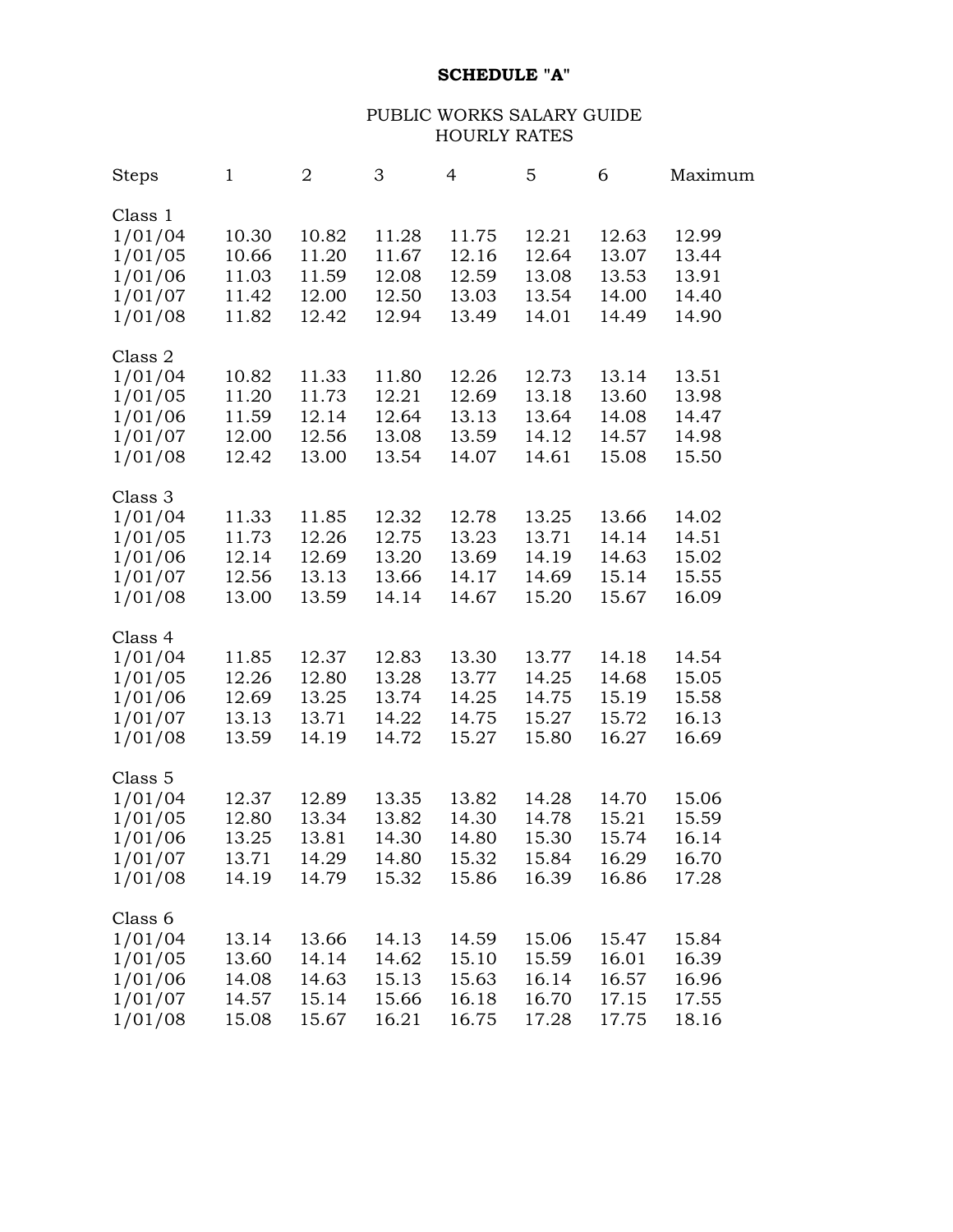**SCHEDULE "A"**

PUBLIC WORKS SALARY GUIDE
HOURLY RATES

| Steps | 1 | 2 | 3 | 4 | 5 | 6 | Maximum |
|---|---|---|---|---|---|---|---|
| Class 1 | | | | | | | |
| 1/01/04 | 10.30 | 10.82 | 11.28 | 11.75 | 12.21 | 12.63 | 12.99 |
| 1/01/05 | 10.66 | 11.20 | 11.67 | 12.16 | 12.64 | 13.07 | 13.44 |
| 1/01/06 | 11.03 | 11.59 | 12.08 | 12.59 | 13.08 | 13.53 | 13.91 |
| 1/01/07 | 11.42 | 12.00 | 12.50 | 13.03 | 13.54 | 14.00 | 14.40 |
| 1/01/08 | 11.82 | 12.42 | 12.94 | 13.49 | 14.01 | 14.49 | 14.90 |
| Class 2 | | | | | | | |
| 1/01/04 | 10.82 | 11.33 | 11.80 | 12.26 | 12.73 | 13.14 | 13.51 |
| 1/01/05 | 11.20 | 11.73 | 12.21 | 12.69 | 13.18 | 13.60 | 13.98 |
| 1/01/06 | 11.59 | 12.14 | 12.64 | 13.13 | 13.64 | 14.08 | 14.47 |
| 1/01/07 | 12.00 | 12.56 | 13.08 | 13.59 | 14.12 | 14.57 | 14.98 |
| 1/01/08 | 12.42 | 13.00 | 13.54 | 14.07 | 14.61 | 15.08 | 15.50 |
| Class 3 | | | | | | | |
| 1/01/04 | 11.33 | 11.85 | 12.32 | 12.78 | 13.25 | 13.66 | 14.02 |
| 1/01/05 | 11.73 | 12.26 | 12.75 | 13.23 | 13.71 | 14.14 | 14.51 |
| 1/01/06 | 12.14 | 12.69 | 13.20 | 13.69 | 14.19 | 14.63 | 15.02 |
| 1/01/07 | 12.56 | 13.13 | 13.66 | 14.17 | 14.69 | 15.14 | 15.55 |
| 1/01/08 | 13.00 | 13.59 | 14.14 | 14.67 | 15.20 | 15.67 | 16.09 |
| Class 4 | | | | | | | |
| 1/01/04 | 11.85 | 12.37 | 12.83 | 13.30 | 13.77 | 14.18 | 14.54 |
| 1/01/05 | 12.26 | 12.80 | 13.28 | 13.77 | 14.25 | 14.68 | 15.05 |
| 1/01/06 | 12.69 | 13.25 | 13.74 | 14.25 | 14.75 | 15.19 | 15.58 |
| 1/01/07 | 13.13 | 13.71 | 14.22 | 14.75 | 15.27 | 15.72 | 16.13 |
| 1/01/08 | 13.59 | 14.19 | 14.72 | 15.27 | 15.80 | 16.27 | 16.69 |
| Class 5 | | | | | | | |
| 1/01/04 | 12.37 | 12.89 | 13.35 | 13.82 | 14.28 | 14.70 | 15.06 |
| 1/01/05 | 12.80 | 13.34 | 13.82 | 14.30 | 14.78 | 15.21 | 15.59 |
| 1/01/06 | 13.25 | 13.81 | 14.30 | 14.80 | 15.30 | 15.74 | 16.14 |
| 1/01/07 | 13.71 | 14.29 | 14.80 | 15.32 | 15.84 | 16.29 | 16.70 |
| 1/01/08 | 14.19 | 14.79 | 15.32 | 15.86 | 16.39 | 16.86 | 17.28 |
| Class 6 | | | | | | | |
| 1/01/04 | 13.14 | 13.66 | 14.13 | 14.59 | 15.06 | 15.47 | 15.84 |
| 1/01/05 | 13.60 | 14.14 | 14.62 | 15.10 | 15.59 | 16.01 | 16.39 |
| 1/01/06 | 14.08 | 14.63 | 15.13 | 15.63 | 16.14 | 16.57 | 16.96 |
| 1/01/07 | 14.57 | 15.14 | 15.66 | 16.18 | 16.70 | 17.15 | 17.55 |
| 1/01/08 | 15.08 | 15.67 | 16.21 | 16.75 | 17.28 | 17.75 | 18.16 |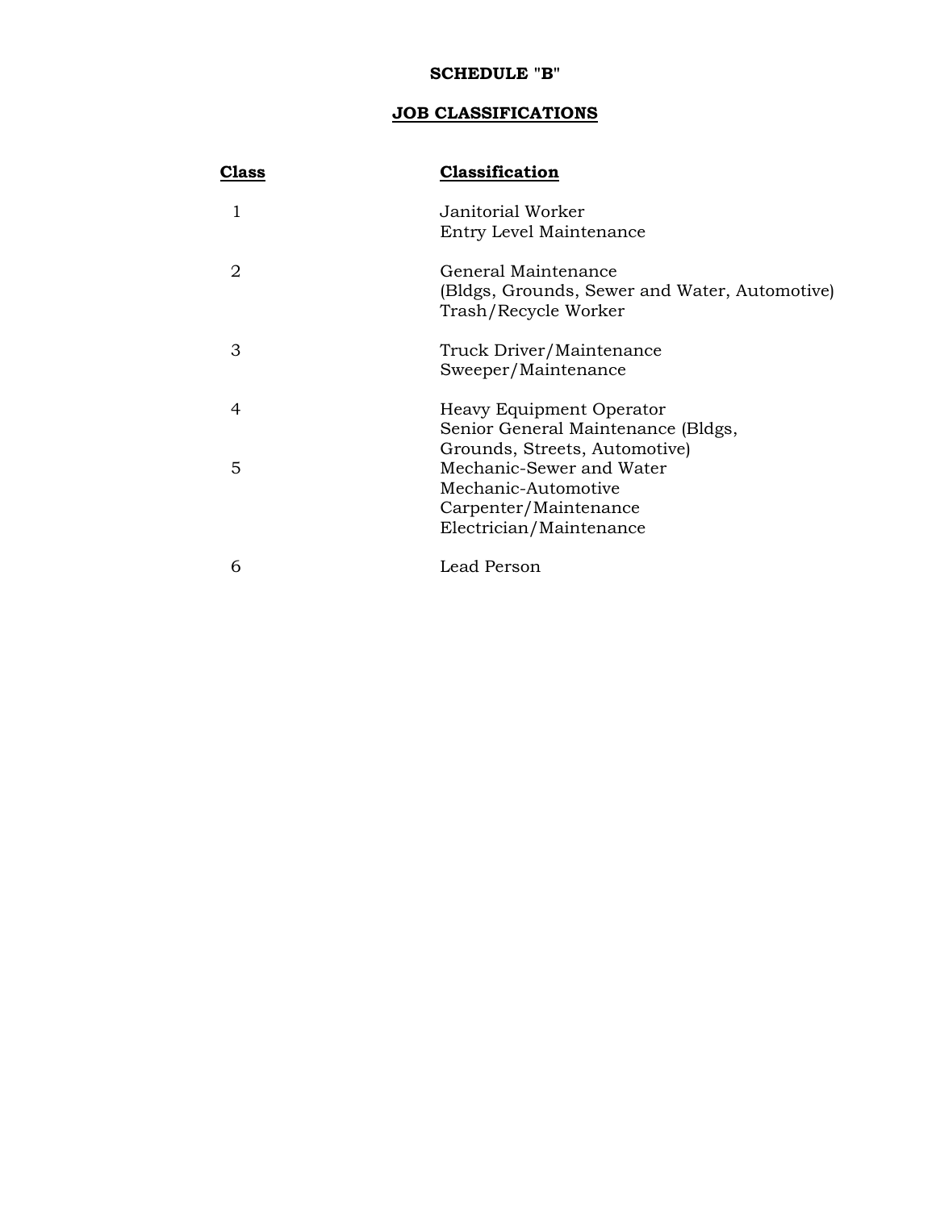# SCHEDULE "B"

## JOB CLASSIFICATIONS

| Class | Classification |
|---|---|
| 1 | Janitorial Worker<br>Entry Level Maintenance |
| 2 | General Maintenance<br>(Bldgs, Grounds, Sewer and Water, Automotive)<br>Trash/Recycle Worker |
| 3 | Truck Driver/Maintenance<br>Sweeper/Maintenance |
| 4 | Heavy Equipment Operator<br>Senior General Maintenance (Bldgs, Grounds, Streets, Automotive) |
| 5 | Mechanic-Sewer and Water<br>Mechanic-Automotive<br>Carpenter/Maintenance<br>Electrician/Maintenance |
| 6 | Lead Person |